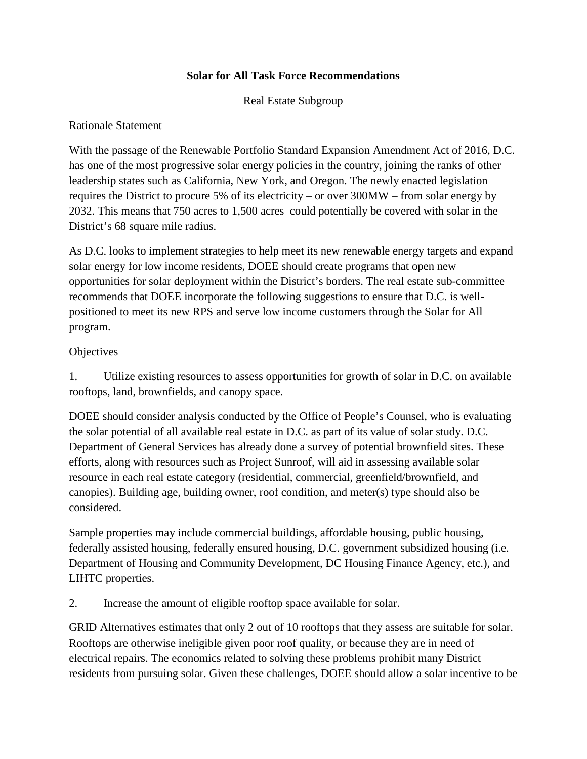**Solar for All Task Force Recommendations**

Real Estate Subgroup

Rationale Statement

With the passage of the Renewable Portfolio Standard Expansion Amendment Act of 2016, D.C. has one of the most progressive solar energy policies in the country, joining the ranks of other leadership states such as California, New York, and Oregon. The newly enacted legislation requires the District to procure 5% of its electricity – or over 300MW – from solar energy by 2032. This means that 750 acres to 1,500 acres could potentially be covered with solar in the District's 68 square mile radius.

As D.C. looks to implement strategies to help meet its new renewable energy targets and expand solar energy for low income residents, DOEE should create programs that open new opportunities for solar deployment within the District's borders. The real estate sub-committee recommends that DOEE incorporate the following suggestions to ensure that D.C. is well-positioned to meet its new RPS and serve low income customers through the Solar for All program.

Objectives

1. Utilize existing resources to assess opportunities for growth of solar in D.C. on available rooftops, land, brownfields, and canopy space.

DOEE should consider analysis conducted by the Office of People's Counsel, who is evaluating the solar potential of all available real estate in D.C. as part of its value of solar study. D.C. Department of General Services has already done a survey of potential brownfield sites. These efforts, along with resources such as Project Sunroof, will aid in assessing available solar resource in each real estate category (residential, commercial, greenfield/brownfield, and canopies). Building age, building owner, roof condition, and meter(s) type should also be considered.

Sample properties may include commercial buildings, affordable housing, public housing, federally assisted housing, federally ensured housing, D.C. government subsidized housing (i.e. Department of Housing and Community Development, DC Housing Finance Agency, etc.), and LIHTC properties.

2. Increase the amount of eligible rooftop space available for solar.

GRID Alternatives estimates that only 2 out of 10 rooftops that they assess are suitable for solar. Rooftops are otherwise ineligible given poor roof quality, or because they are in need of electrical repairs. The economics related to solving these problems prohibit many District residents from pursuing solar. Given these challenges, DOEE should allow a solar incentive to be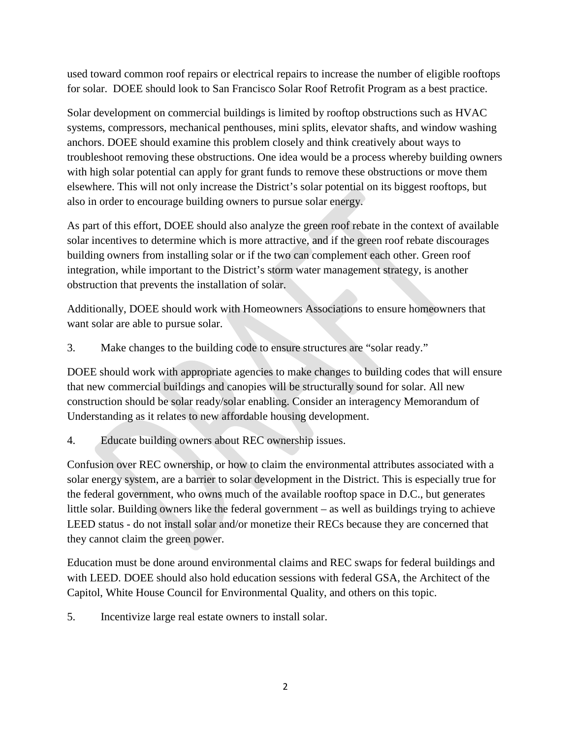used toward common roof repairs or electrical repairs to increase the number of eligible rooftops for solar. DOEE should look to San Francisco Solar Roof Retrofit Program as a best practice.

Solar development on commercial buildings is limited by rooftop obstructions such as HVAC systems, compressors, mechanical penthouses, mini splits, elevator shafts, and window washing anchors. DOEE should examine this problem closely and think creatively about ways to troubleshoot removing these obstructions. One idea would be a process whereby building owners with high solar potential can apply for grant funds to remove these obstructions or move them elsewhere. This will not only increase the District's solar potential on its biggest rooftops, but also in order to encourage building owners to pursue solar energy.

As part of this effort, DOEE should also analyze the green roof rebate in the context of available solar incentives to determine which is more attractive, and if the green roof rebate discourages building owners from installing solar or if the two can complement each other. Green roof integration, while important to the District's storm water management strategy, is another obstruction that prevents the installation of solar.

Additionally, DOEE should work with Homeowners Associations to ensure homeowners that want solar are able to pursue solar.

3. Make changes to the building code to ensure structures are "solar ready."

DOEE should work with appropriate agencies to make changes to building codes that will ensure that new commercial buildings and canopies will be structurally sound for solar. All new construction should be solar ready/solar enabling. Consider an interagency Memorandum of Understanding as it relates to new affordable housing development.

4. Educate building owners about REC ownership issues.

Confusion over REC ownership, or how to claim the environmental attributes associated with a solar energy system, are a barrier to solar development in the District. This is especially true for the federal government, who owns much of the available rooftop space in D.C., but generates little solar. Building owners like the federal government – as well as buildings trying to achieve LEED status - do not install solar and/or monetize their RECs because they are concerned that they cannot claim the green power.

Education must be done around environmental claims and REC swaps for federal buildings and with LEED. DOEE should also hold education sessions with federal GSA, the Architect of the Capitol, White House Council for Environmental Quality, and others on this topic.

5. Incentivize large real estate owners to install solar.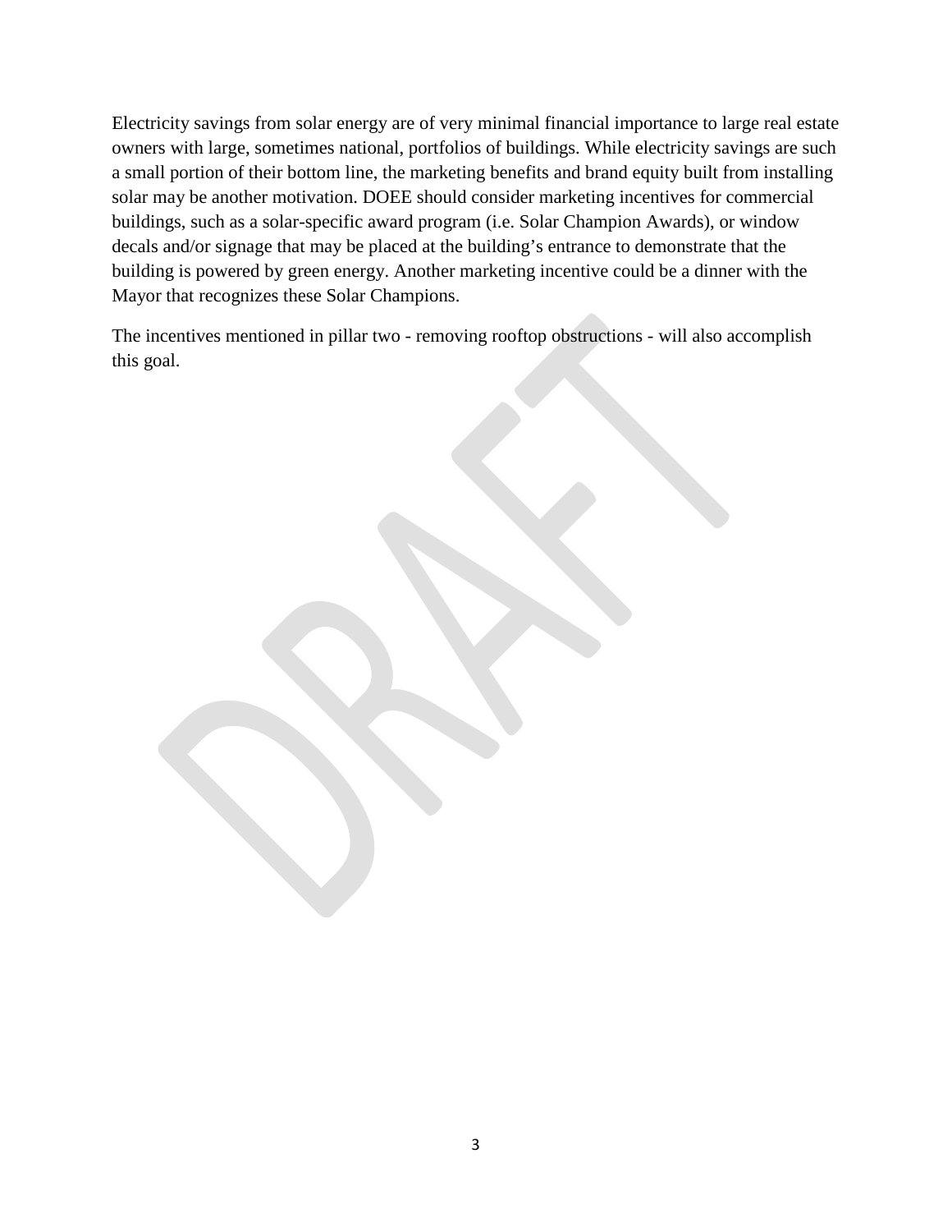Electricity savings from solar energy are of very minimal financial importance to large real estate owners with large, sometimes national, portfolios of buildings. While electricity savings are such a small portion of their bottom line, the marketing benefits and brand equity built from installing solar may be another motivation. DOEE should consider marketing incentives for commercial buildings, such as a solar-specific award program (i.e. Solar Champion Awards), or window decals and/or signage that may be placed at the building's entrance to demonstrate that the building is powered by green energy. Another marketing incentive could be a dinner with the Mayor that recognizes these Solar Champions.

The incentives mentioned in pillar two - removing rooftop obstructions - will also accomplish this goal.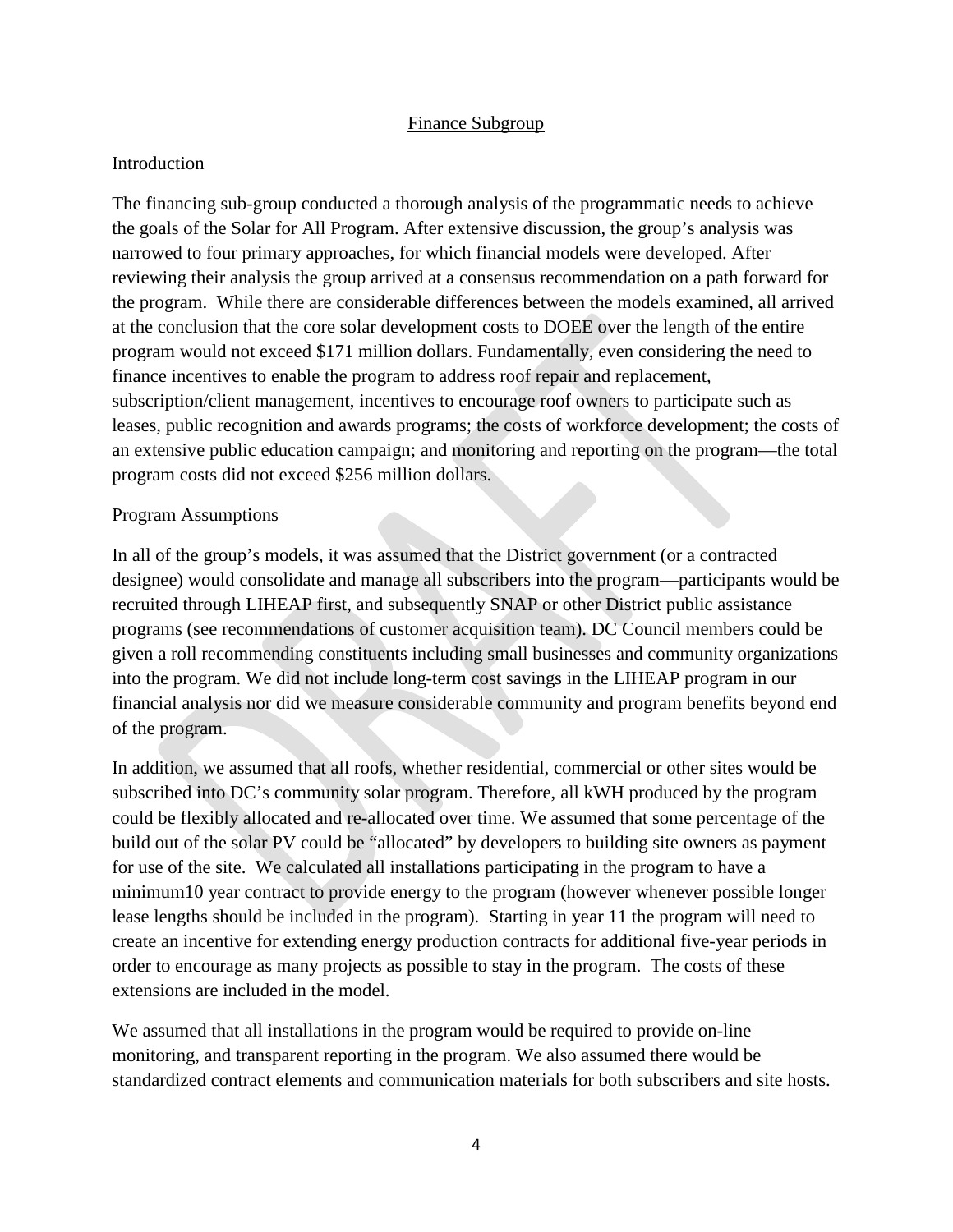## Finance Subgroup

### Introduction

The financing sub-group conducted a thorough analysis of the programmatic needs to achieve the goals of the Solar for All Program. After extensive discussion, the group's analysis was narrowed to four primary approaches, for which financial models were developed. After reviewing their analysis the group arrived at a consensus recommendation on a path forward for the program. While there are considerable differences between the models examined, all arrived at the conclusion that the core solar development costs to DOEE over the length of the entire program would not exceed $171 million dollars. Fundamentally, even considering the need to finance incentives to enable the program to address roof repair and replacement, subscription/client management, incentives to encourage roof owners to participate such as leases, public recognition and awards programs; the costs of workforce development; the costs of an extensive public education campaign; and monitoring and reporting on the program—the total program costs did not exceed $256 million dollars.

### Program Assumptions

In all of the group's models, it was assumed that the District government (or a contracted designee) would consolidate and manage all subscribers into the program—participants would be recruited through LIHEAP first, and subsequently SNAP or other District public assistance programs (see recommendations of customer acquisition team). DC Council members could be given a roll recommending constituents including small businesses and community organizations into the program. We did not include long-term cost savings in the LIHEAP program in our financial analysis nor did we measure considerable community and program benefits beyond end of the program.

In addition, we assumed that all roofs, whether residential, commercial or other sites would be subscribed into DC's community solar program. Therefore, all kWH produced by the program could be flexibly allocated and re-allocated over time. We assumed that some percentage of the build out of the solar PV could be "allocated" by developers to building site owners as payment for use of the site. We calculated all installations participating in the program to have a minimum10 year contract to provide energy to the program (however whenever possible longer lease lengths should be included in the program). Starting in year 11 the program will need to create an incentive for extending energy production contracts for additional five-year periods in order to encourage as many projects as possible to stay in the program. The costs of these extensions are included in the model.

We assumed that all installations in the program would be required to provide on-line monitoring, and transparent reporting in the program. We also assumed there would be standardized contract elements and communication materials for both subscribers and site hosts.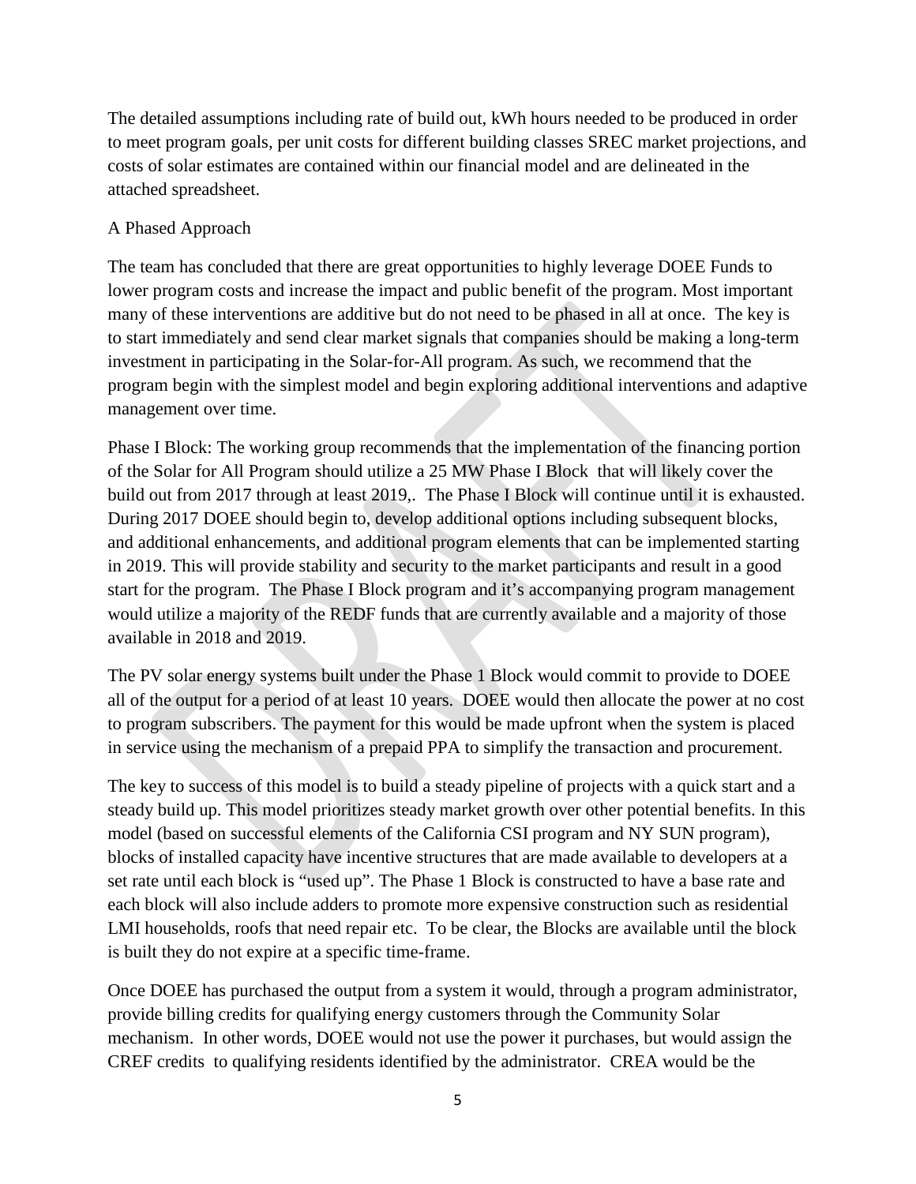The detailed assumptions including rate of build out, kWh hours needed to be produced in order to meet program goals, per unit costs for different building classes SREC market projections, and costs of solar estimates are contained within our financial model and are delineated in the attached spreadsheet.

A Phased Approach

The team has concluded that there are great opportunities to highly leverage DOEE Funds to lower program costs and increase the impact and public benefit of the program. Most important many of these interventions are additive but do not need to be phased in all at once. The key is to start immediately and send clear market signals that companies should be making a long-term investment in participating in the Solar-for-All program. As such, we recommend that the program begin with the simplest model and begin exploring additional interventions and adaptive management over time.

Phase I Block: The working group recommends that the implementation of the financing portion of the Solar for All Program should utilize a 25 MW Phase I Block that will likely cover the build out from 2017 through at least 2019,. The Phase I Block will continue until it is exhausted. During 2017 DOEE should begin to, develop additional options including subsequent blocks, and additional enhancements, and additional program elements that can be implemented starting in 2019. This will provide stability and security to the market participants and result in a good start for the program. The Phase I Block program and it's accompanying program management would utilize a majority of the REDF funds that are currently available and a majority of those available in 2018 and 2019.

The PV solar energy systems built under the Phase 1 Block would commit to provide to DOEE all of the output for a period of at least 10 years. DOEE would then allocate the power at no cost to program subscribers. The payment for this would be made upfront when the system is placed in service using the mechanism of a prepaid PPA to simplify the transaction and procurement.

The key to success of this model is to build a steady pipeline of projects with a quick start and a steady build up. This model prioritizes steady market growth over other potential benefits. In this model (based on successful elements of the California CSI program and NY SUN program), blocks of installed capacity have incentive structures that are made available to developers at a set rate until each block is "used up". The Phase 1 Block is constructed to have a base rate and each block will also include adders to promote more expensive construction such as residential LMI households, roofs that need repair etc. To be clear, the Blocks are available until the block is built they do not expire at a specific time-frame.

Once DOEE has purchased the output from a system it would, through a program administrator, provide billing credits for qualifying energy customers through the Community Solar mechanism. In other words, DOEE would not use the power it purchases, but would assign the CREF credits to qualifying residents identified by the administrator. CREA would be the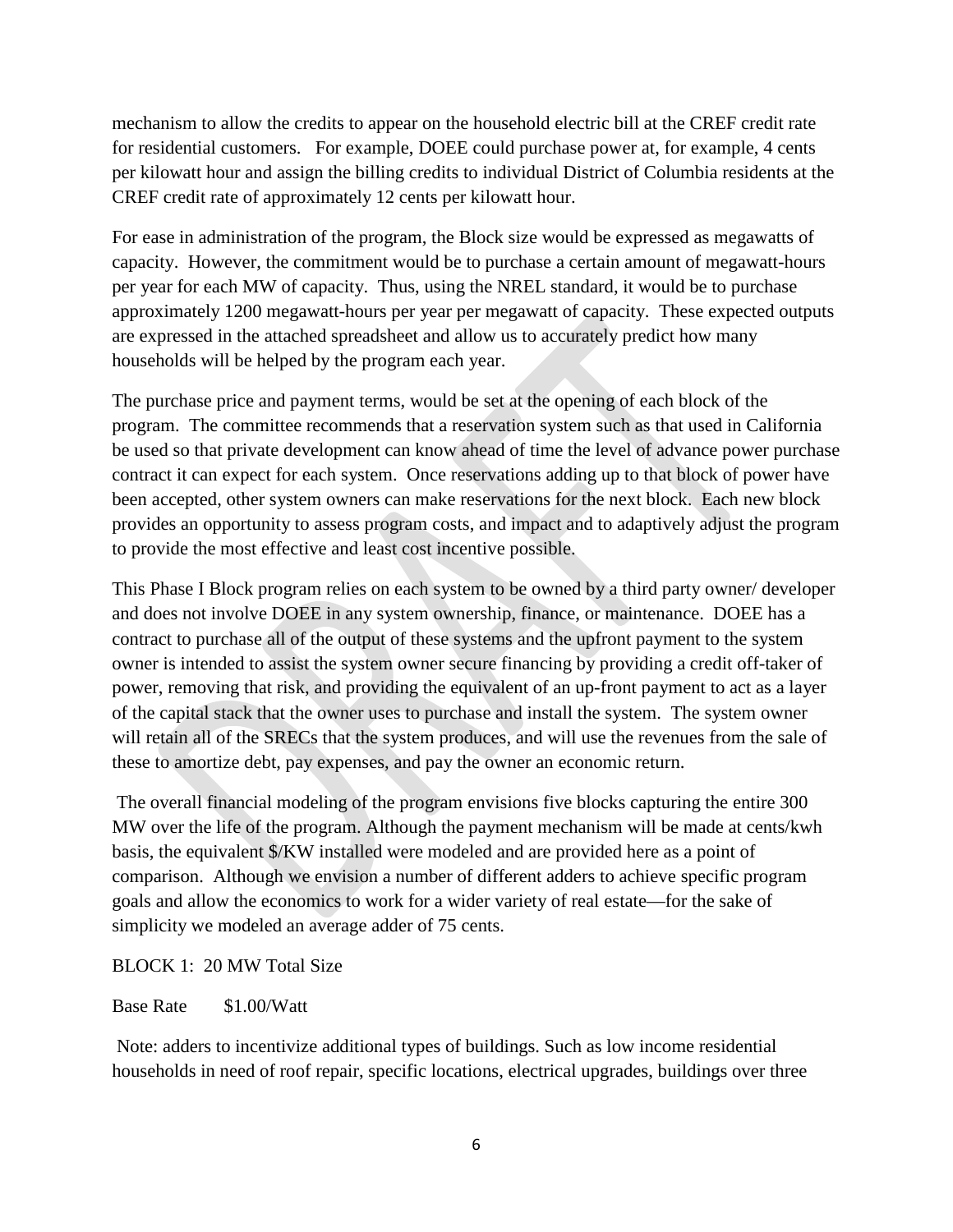mechanism to allow the credits to appear on the household electric bill at the CREF credit rate for residential customers. For example, DOEE could purchase power at, for example, 4 cents per kilowatt hour and assign the billing credits to individual District of Columbia residents at the CREF credit rate of approximately 12 cents per kilowatt hour.

For ease in administration of the program, the Block size would be expressed as megawatts of capacity. However, the commitment would be to purchase a certain amount of megawatt-hours per year for each MW of capacity. Thus, using the NREL standard, it would be to purchase approximately 1200 megawatt-hours per year per megawatt of capacity. These expected outputs are expressed in the attached spreadsheet and allow us to accurately predict how many households will be helped by the program each year.

The purchase price and payment terms, would be set at the opening of each block of the program. The committee recommends that a reservation system such as that used in California be used so that private development can know ahead of time the level of advance power purchase contract it can expect for each system. Once reservations adding up to that block of power have been accepted, other system owners can make reservations for the next block. Each new block provides an opportunity to assess program costs, and impact and to adaptively adjust the program to provide the most effective and least cost incentive possible.

This Phase I Block program relies on each system to be owned by a third party owner/ developer and does not involve DOEE in any system ownership, finance, or maintenance. DOEE has a contract to purchase all of the output of these systems and the upfront payment to the system owner is intended to assist the system owner secure financing by providing a credit off-taker of power, removing that risk, and providing the equivalent of an up-front payment to act as a layer of the capital stack that the owner uses to purchase and install the system. The system owner will retain all of the SRECs that the system produces, and will use the revenues from the sale of these to amortize debt, pay expenses, and pay the owner an economic return.

The overall financial modeling of the program envisions five blocks capturing the entire 300 MW over the life of the program. Although the payment mechanism will be made at cents/kwh basis, the equivalent $/KW installed were modeled and are provided here as a point of comparison. Although we envision a number of different adders to achieve specific program goals and allow the economics to work for a wider variety of real estate—for the sake of simplicity we modeled an average adder of 75 cents.

BLOCK 1: 20 MW Total Size

Base Rate $1.00/Watt

Note: adders to incentivize additional types of buildings. Such as low income residential households in need of roof repair, specific locations, electrical upgrades, buildings over three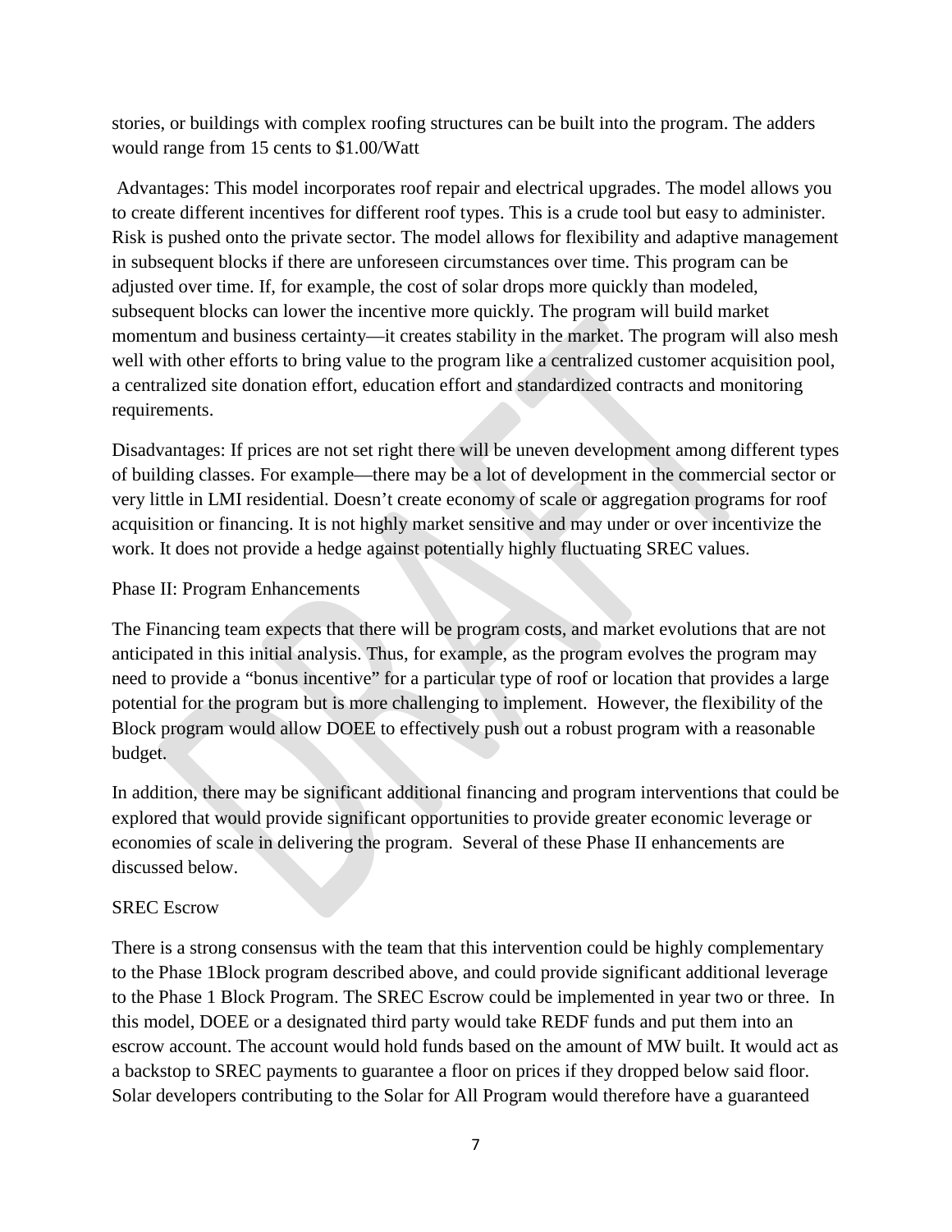stories, or buildings with complex roofing structures can be built into the program. The adders would range from 15 cents to $1.00/Watt

Advantages: This model incorporates roof repair and electrical upgrades. The model allows you to create different incentives for different roof types. This is a crude tool but easy to administer. Risk is pushed onto the private sector. The model allows for flexibility and adaptive management in subsequent blocks if there are unforeseen circumstances over time. This program can be adjusted over time. If, for example, the cost of solar drops more quickly than modeled, subsequent blocks can lower the incentive more quickly. The program will build market momentum and business certainty—it creates stability in the market. The program will also mesh well with other efforts to bring value to the program like a centralized customer acquisition pool, a centralized site donation effort, education effort and standardized contracts and monitoring requirements.

Disadvantages: If prices are not set right there will be uneven development among different types of building classes. For example—there may be a lot of development in the commercial sector or very little in LMI residential. Doesn't create economy of scale or aggregation programs for roof acquisition or financing. It is not highly market sensitive and may under or over incentivize the work. It does not provide a hedge against potentially highly fluctuating SREC values.

Phase II: Program Enhancements

The Financing team expects that there will be program costs, and market evolutions that are not anticipated in this initial analysis. Thus, for example, as the program evolves the program may need to provide a "bonus incentive" for a particular type of roof or location that provides a large potential for the program but is more challenging to implement. However, the flexibility of the Block program would allow DOEE to effectively push out a robust program with a reasonable budget.

In addition, there may be significant additional financing and program interventions that could be explored that would provide significant opportunities to provide greater economic leverage or economies of scale in delivering the program. Several of these Phase II enhancements are discussed below.

SREC Escrow

There is a strong consensus with the team that this intervention could be highly complementary to the Phase 1Block program described above, and could provide significant additional leverage to the Phase 1 Block Program. The SREC Escrow could be implemented in year two or three. In this model, DOEE or a designated third party would take REDF funds and put them into an escrow account. The account would hold funds based on the amount of MW built. It would act as a backstop to SREC payments to guarantee a floor on prices if they dropped below said floor. Solar developers contributing to the Solar for All Program would therefore have a guaranteed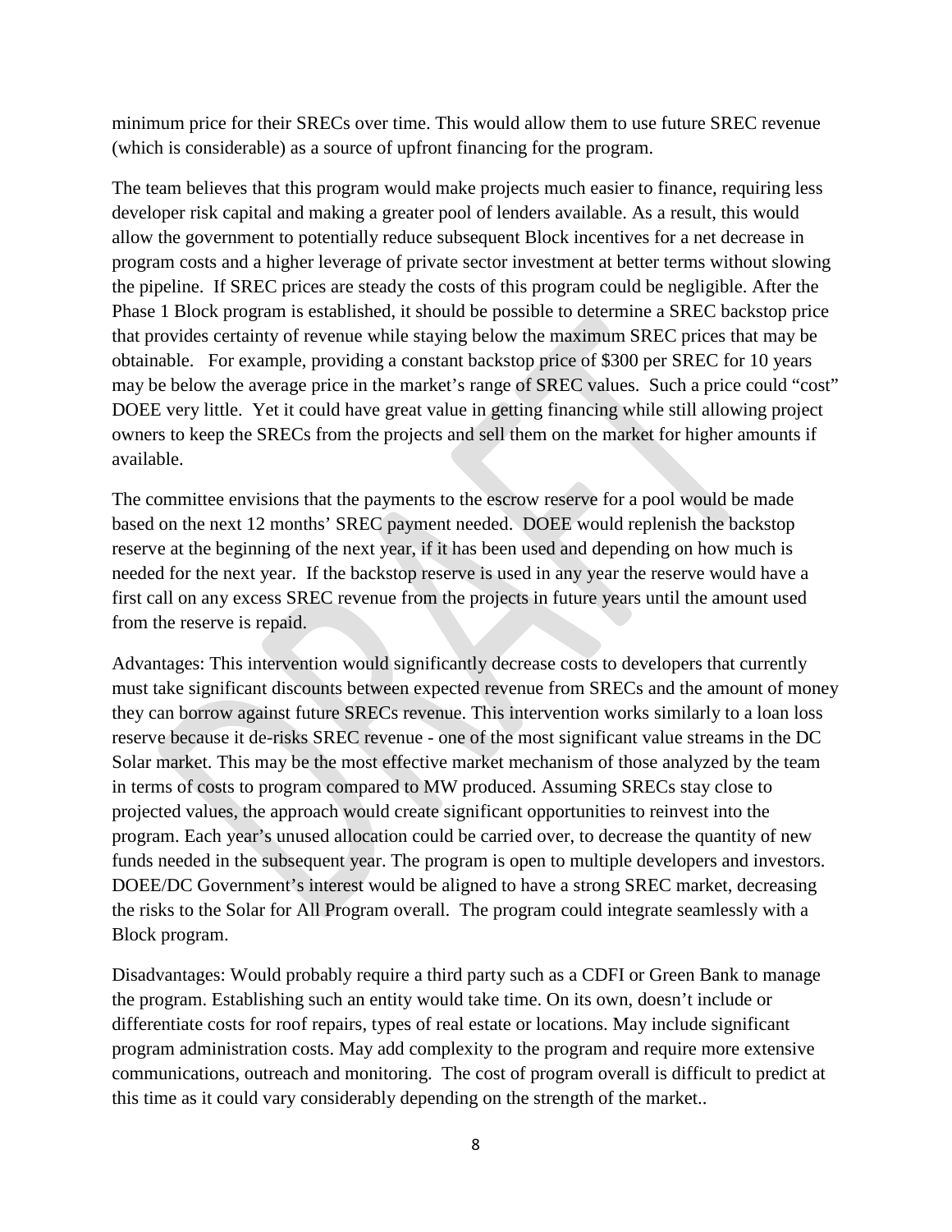minimum price for their SRECs over time. This would allow them to use future SREC revenue (which is considerable) as a source of upfront financing for the program.

The team believes that this program would make projects much easier to finance, requiring less developer risk capital and making a greater pool of lenders available. As a result, this would allow the government to potentially reduce subsequent Block incentives for a net decrease in program costs and a higher leverage of private sector investment at better terms without slowing the pipeline. If SREC prices are steady the costs of this program could be negligible. After the Phase 1 Block program is established, it should be possible to determine a SREC backstop price that provides certainty of revenue while staying below the maximum SREC prices that may be obtainable. For example, providing a constant backstop price of $300 per SREC for 10 years may be below the average price in the market's range of SREC values. Such a price could "cost" DOEE very little. Yet it could have great value in getting financing while still allowing project owners to keep the SRECs from the projects and sell them on the market for higher amounts if available.

The committee envisions that the payments to the escrow reserve for a pool would be made based on the next 12 months' SREC payment needed. DOEE would replenish the backstop reserve at the beginning of the next year, if it has been used and depending on how much is needed for the next year. If the backstop reserve is used in any year the reserve would have a first call on any excess SREC revenue from the projects in future years until the amount used from the reserve is repaid.

Advantages: This intervention would significantly decrease costs to developers that currently must take significant discounts between expected revenue from SRECs and the amount of money they can borrow against future SRECs revenue. This intervention works similarly to a loan loss reserve because it de-risks SREC revenue - one of the most significant value streams in the DC Solar market. This may be the most effective market mechanism of those analyzed by the team in terms of costs to program compared to MW produced. Assuming SRECs stay close to projected values, the approach would create significant opportunities to reinvest into the program. Each year's unused allocation could be carried over, to decrease the quantity of new funds needed in the subsequent year. The program is open to multiple developers and investors. DOEE/DC Government's interest would be aligned to have a strong SREC market, decreasing the risks to the Solar for All Program overall. The program could integrate seamlessly with a Block program.

Disadvantages: Would probably require a third party such as a CDFI or Green Bank to manage the program. Establishing such an entity would take time. On its own, doesn't include or differentiate costs for roof repairs, types of real estate or locations. May include significant program administration costs. May add complexity to the program and require more extensive communications, outreach and monitoring. The cost of program overall is difficult to predict at this time as it could vary considerably depending on the strength of the market..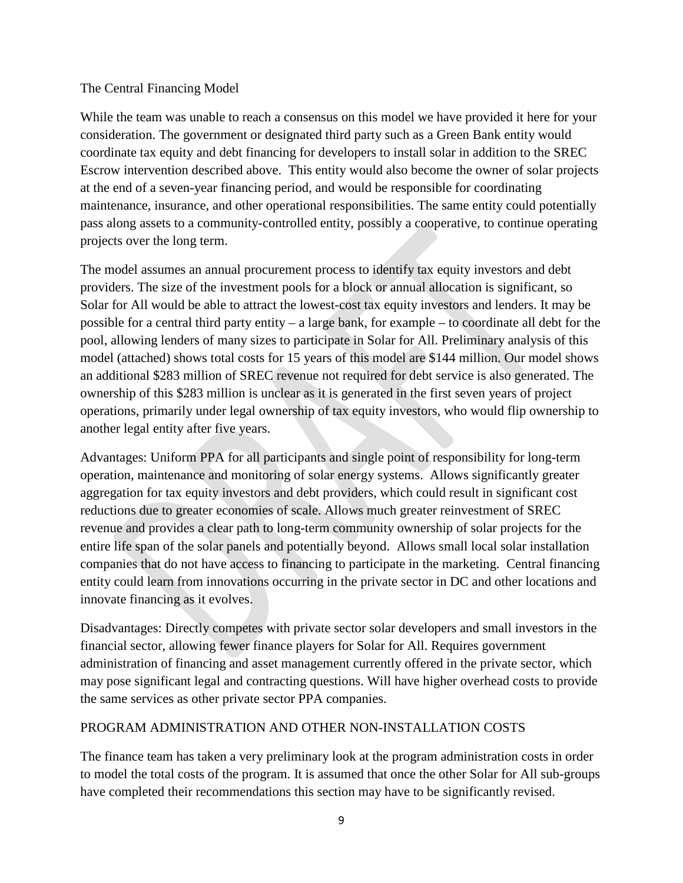## The Central Financing Model

While the team was unable to reach a consensus on this model we have provided it here for your consideration. The government or designated third party such as a Green Bank entity would coordinate tax equity and debt financing for developers to install solar in addition to the SREC Escrow intervention described above. This entity would also become the owner of solar projects at the end of a seven-year financing period, and would be responsible for coordinating maintenance, insurance, and other operational responsibilities. The same entity could potentially pass along assets to a community-controlled entity, possibly a cooperative, to continue operating projects over the long term.

The model assumes an annual procurement process to identify tax equity investors and debt providers. The size of the investment pools for a block or annual allocation is significant, so Solar for All would be able to attract the lowest-cost tax equity investors and lenders. It may be possible for a central third party entity – a large bank, for example – to coordinate all debt for the pool, allowing lenders of many sizes to participate in Solar for All. Preliminary analysis of this model (attached) shows total costs for 15 years of this model are $144 million. Our model shows an additional $283 million of SREC revenue not required for debt service is also generated. The ownership of this $283 million is unclear as it is generated in the first seven years of project operations, primarily under legal ownership of tax equity investors, who would flip ownership to another legal entity after five years.

Advantages: Uniform PPA for all participants and single point of responsibility for long-term operation, maintenance and monitoring of solar energy systems. Allows significantly greater aggregation for tax equity investors and debt providers, which could result in significant cost reductions due to greater economies of scale. Allows much greater reinvestment of SREC revenue and provides a clear path to long-term community ownership of solar projects for the entire life span of the solar panels and potentially beyond. Allows small local solar installation companies that do not have access to financing to participate in the marketing. Central financing entity could learn from innovations occurring in the private sector in DC and other locations and innovate financing as it evolves.

Disadvantages: Directly competes with private sector solar developers and small investors in the financial sector, allowing fewer finance players for Solar for All. Requires government administration of financing and asset management currently offered in the private sector, which may pose significant legal and contracting questions. Will have higher overhead costs to provide the same services as other private sector PPA companies.

## PROGRAM ADMINISTRATION AND OTHER NON-INSTALLATION COSTS

The finance team has taken a very preliminary look at the program administration costs in order to model the total costs of the program. It is assumed that once the other Solar for All sub-groups have completed their recommendations this section may have to be significantly revised.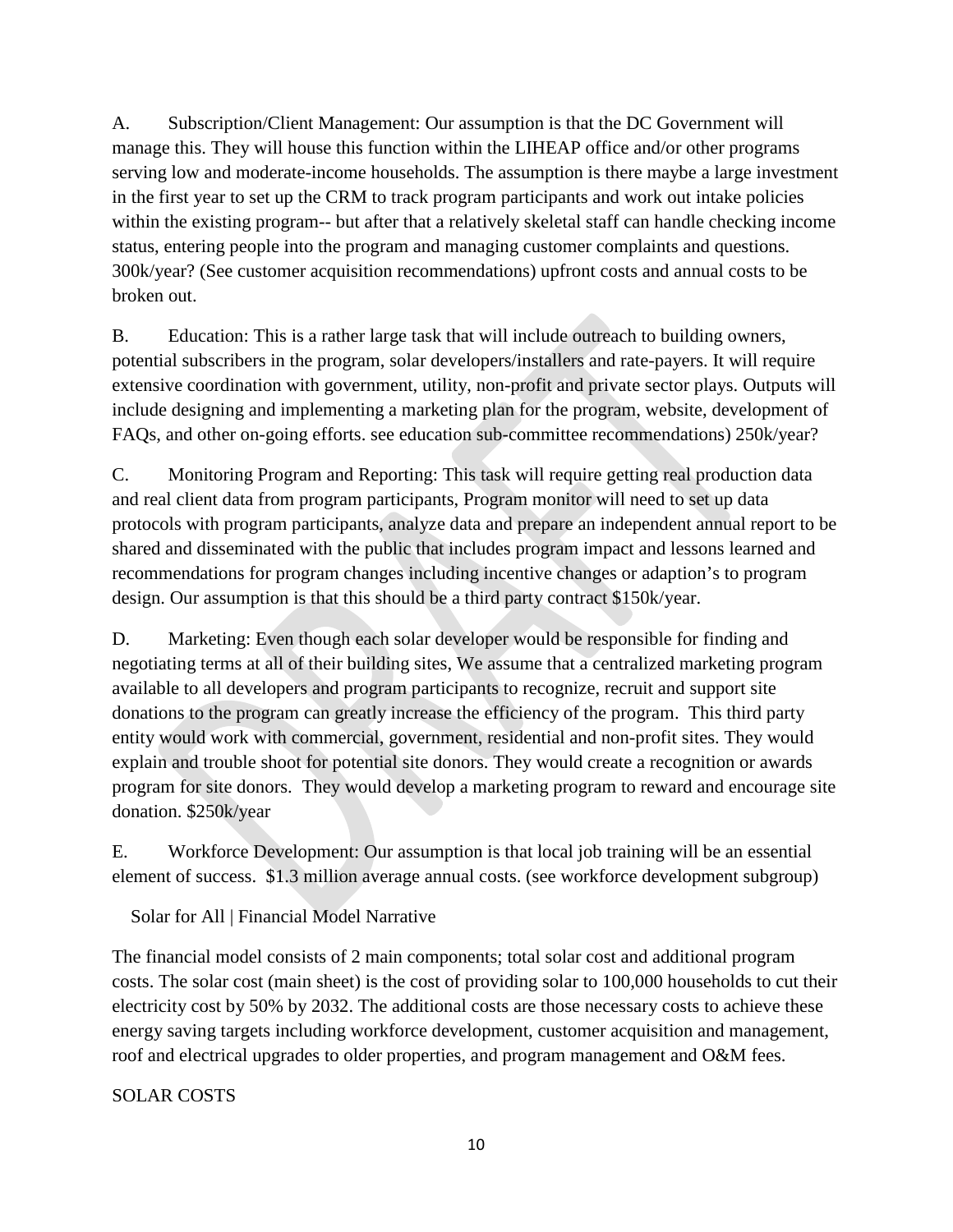A. Subscription/Client Management: Our assumption is that the DC Government will manage this. They will house this function within the LIHEAP office and/or other programs serving low and moderate-income households. The assumption is there maybe a large investment in the first year to set up the CRM to track program participants and work out intake policies within the existing program-- but after that a relatively skeletal staff can handle checking income status, entering people into the program and managing customer complaints and questions. 300k/year? (See customer acquisition recommendations) upfront costs and annual costs to be broken out.

B. Education: This is a rather large task that will include outreach to building owners, potential subscribers in the program, solar developers/installers and rate-payers. It will require extensive coordination with government, utility, non-profit and private sector plays. Outputs will include designing and implementing a marketing plan for the program, website, development of FAQs, and other on-going efforts. see education sub-committee recommendations) 250k/year?

C. Monitoring Program and Reporting: This task will require getting real production data and real client data from program participants, Program monitor will need to set up data protocols with program participants, analyze data and prepare an independent annual report to be shared and disseminated with the public that includes program impact and lessons learned and recommendations for program changes including incentive changes or adaption's to program design. Our assumption is that this should be a third party contract $150k/year.

D. Marketing: Even though each solar developer would be responsible for finding and negotiating terms at all of their building sites, We assume that a centralized marketing program available to all developers and program participants to recognize, recruit and support site donations to the program can greatly increase the efficiency of the program. This third party entity would work with commercial, government, residential and non-profit sites. They would explain and trouble shoot for potential site donors. They would create a recognition or awards program for site donors. They would develop a marketing program to reward and encourage site donation. $250k/year

E. Workforce Development: Our assumption is that local job training will be an essential element of success. $1.3 million average annual costs. (see workforce development subgroup)

## Solar for All | Financial Model Narrative

The financial model consists of 2 main components; total solar cost and additional program costs. The solar cost (main sheet) is the cost of providing solar to 100,000 households to cut their electricity cost by 50% by 2032. The additional costs are those necessary costs to achieve these energy saving targets including workforce development, customer acquisition and management, roof and electrical upgrades to older properties, and program management and O&M fees.

### SOLAR COSTS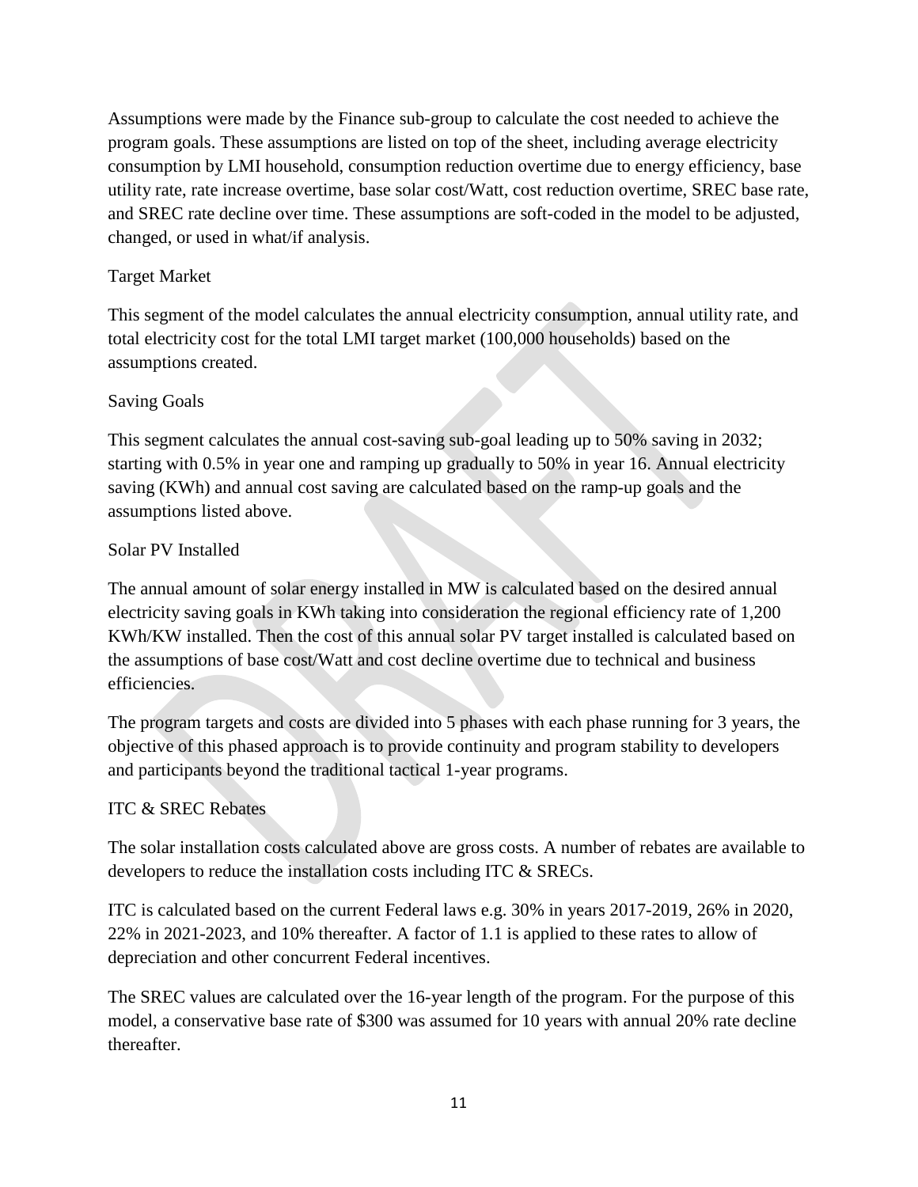Assumptions were made by the Finance sub-group to calculate the cost needed to achieve the program goals. These assumptions are listed on top of the sheet, including average electricity consumption by LMI household, consumption reduction overtime due to energy efficiency, base utility rate, rate increase overtime, base solar cost/Watt, cost reduction overtime, SREC base rate, and SREC rate decline over time. These assumptions are soft-coded in the model to be adjusted, changed, or used in what/if analysis.

### Target Market

This segment of the model calculates the annual electricity consumption, annual utility rate, and total electricity cost for the total LMI target market (100,000 households) based on the assumptions created.

### Saving Goals

This segment calculates the annual cost-saving sub-goal leading up to 50% saving in 2032; starting with 0.5% in year one and ramping up gradually to 50% in year 16. Annual electricity saving (KWh) and annual cost saving are calculated based on the ramp-up goals and the assumptions listed above.

### Solar PV Installed

The annual amount of solar energy installed in MW is calculated based on the desired annual electricity saving goals in KWh taking into consideration the regional efficiency rate of 1,200 KWh/KW installed. Then the cost of this annual solar PV target installed is calculated based on the assumptions of base cost/Watt and cost decline overtime due to technical and business efficiencies.

The program targets and costs are divided into 5 phases with each phase running for 3 years, the objective of this phased approach is to provide continuity and program stability to developers and participants beyond the traditional tactical 1-year programs.

### ITC & SREC Rebates

The solar installation costs calculated above are gross costs. A number of rebates are available to developers to reduce the installation costs including ITC & SRECs.

ITC is calculated based on the current Federal laws e.g. 30% in years 2017-2019, 26% in 2020, 22% in 2021-2023, and 10% thereafter. A factor of 1.1 is applied to these rates to allow of depreciation and other concurrent Federal incentives.

The SREC values are calculated over the 16-year length of the program. For the purpose of this model, a conservative base rate of $300 was assumed for 10 years with annual 20% rate decline thereafter.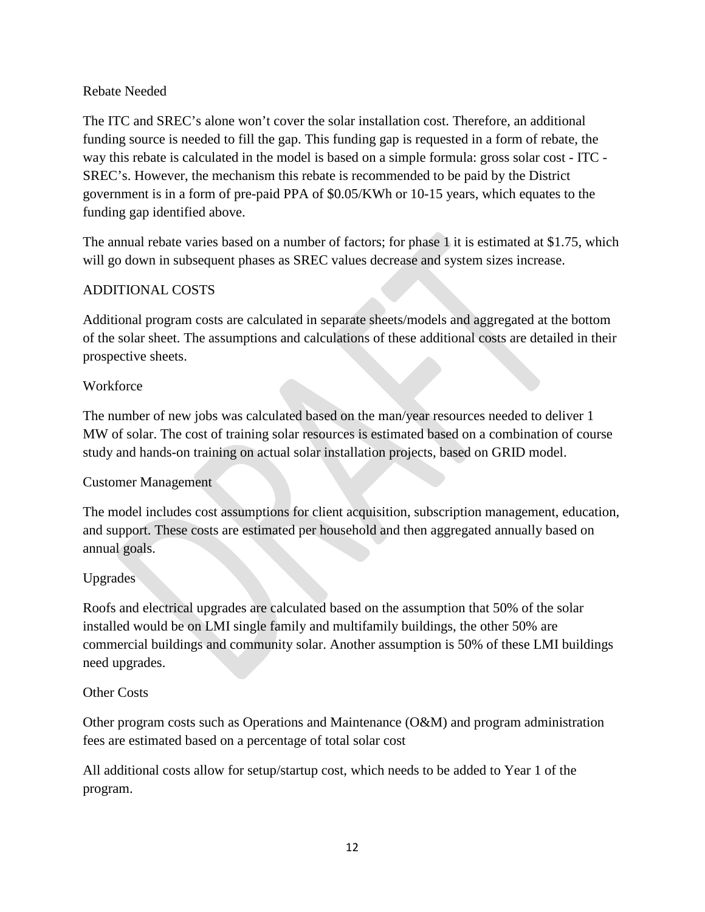Rebate Needed

The ITC and SREC's alone won't cover the solar installation cost. Therefore, an additional funding source is needed to fill the gap. This funding gap is requested in a form of rebate, the way this rebate is calculated in the model is based on a simple formula: gross solar cost - ITC - SREC's. However, the mechanism this rebate is recommended to be paid by the District government is in a form of pre-paid PPA of $0.05/KWh or 10-15 years, which equates to the funding gap identified above.

The annual rebate varies based on a number of factors; for phase 1 it is estimated at $1.75, which will go down in subsequent phases as SREC values decrease and system sizes increase.

ADDITIONAL COSTS

Additional program costs are calculated in separate sheets/models and aggregated at the bottom of the solar sheet. The assumptions and calculations of these additional costs are detailed in their prospective sheets.

Workforce

The number of new jobs was calculated based on the man/year resources needed to deliver 1 MW of solar. The cost of training solar resources is estimated based on a combination of course study and hands-on training on actual solar installation projects, based on GRID model.

Customer Management

The model includes cost assumptions for client acquisition, subscription management, education, and support. These costs are estimated per household and then aggregated annually based on annual goals.

Upgrades

Roofs and electrical upgrades are calculated based on the assumption that 50% of the solar installed would be on LMI single family and multifamily buildings, the other 50% are commercial buildings and community solar. Another assumption is 50% of these LMI buildings need upgrades.

Other Costs

Other program costs such as Operations and Maintenance (O&M) and program administration fees are estimated based on a percentage of total solar cost

All additional costs allow for setup/startup cost, which needs to be added to Year 1 of the program.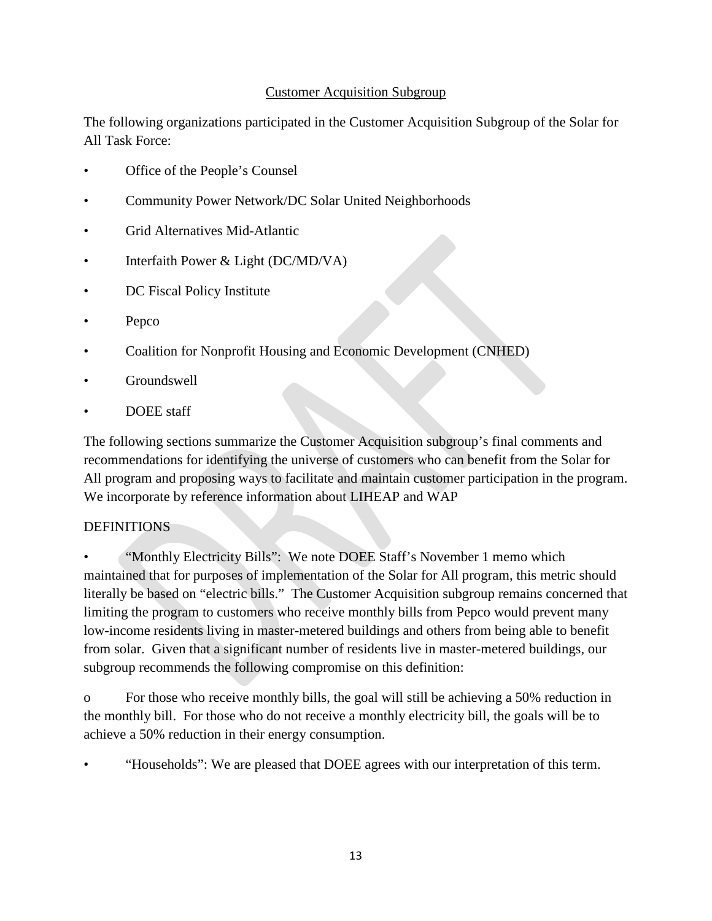## Customer Acquisition Subgroup

The following organizations participated in the Customer Acquisition Subgroup of the Solar for All Task Force:

- Office of the People's Counsel
- Community Power Network/DC Solar United Neighborhoods
- Grid Alternatives Mid-Atlantic
- Interfaith Power & Light (DC/MD/VA)
- DC Fiscal Policy Institute
- Pepco
- Coalition for Nonprofit Housing and Economic Development (CNHED)
- Groundswell
- DOEE staff

The following sections summarize the Customer Acquisition subgroup's final comments and recommendations for identifying the universe of customers who can benefit from the Solar for All program and proposing ways to facilitate and maintain customer participation in the program. We incorporate by reference information about LIHEAP and WAP

### DEFINITIONS

- "Monthly Electricity Bills": We note DOEE Staff's November 1 memo which maintained that for purposes of implementation of the Solar for All program, this metric should literally be based on "electric bills." The Customer Acquisition subgroup remains concerned that limiting the program to customers who receive monthly bills from Pepco would prevent many low-income residents living in master-metered buildings and others from being able to benefit from solar. Given that a significant number of residents live in master-metered buildings, our subgroup recommends the following compromise on this definition:

  - For those who receive monthly bills, the goal will still be achieving a 50% reduction in the monthly bill. For those who do not receive a monthly electricity bill, the goals will be to achieve a 50% reduction in their energy consumption.

- "Households": We are pleased that DOEE agrees with our interpretation of this term.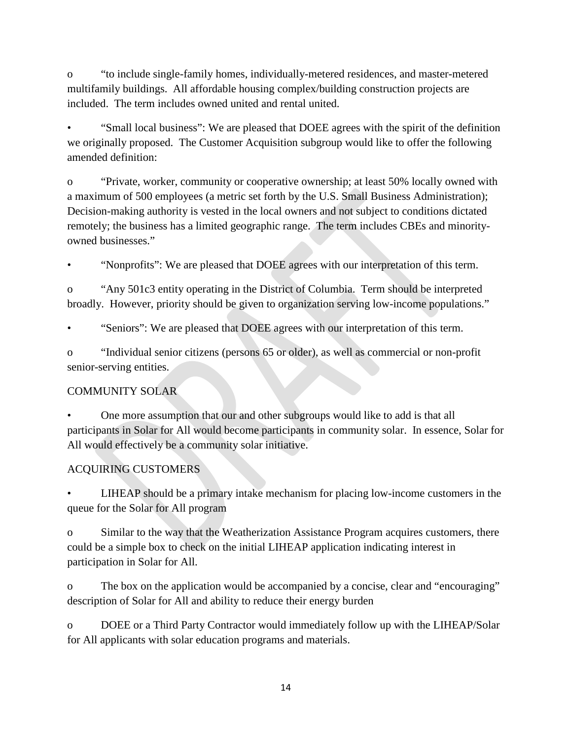- "to include single-family homes, individually-metered residences, and master-metered multifamily buildings. All affordable housing complex/building construction projects are included. The term includes owned united and rental united.

- "Small local business": We are pleased that DOEE agrees with the spirit of the definition we originally proposed. The Customer Acquisition subgroup would like to offer the following amended definition:
  - "Private, worker, community or cooperative ownership; at least 50% locally owned with a maximum of 500 employees (a metric set forth by the U.S. Small Business Administration); Decision-making authority is vested in the local owners and not subject to conditions dictated remotely; the business has a limited geographic range. The term includes CBEs and minority-owned businesses."

- "Nonprofits": We are pleased that DOEE agrees with our interpretation of this term.
  - "Any 501c3 entity operating in the District of Columbia. Term should be interpreted broadly. However, priority should be given to organization serving low-income populations."

- "Seniors": We are pleased that DOEE agrees with our interpretation of this term.
  - "Individual senior citizens (persons 65 or older), as well as commercial or non-profit senior-serving entities.

COMMUNITY SOLAR

- One more assumption that our and other subgroups would like to add is that all participants in Solar for All would become participants in community solar. In essence, Solar for All would effectively be a community solar initiative.

ACQUIRING CUSTOMERS

- LIHEAP should be a primary intake mechanism for placing low-income customers in the queue for the Solar for All program
  - Similar to the way that the Weatherization Assistance Program acquires customers, there could be a simple box to check on the initial LIHEAP application indicating interest in participation in Solar for All.
  - The box on the application would be accompanied by a concise, clear and "encouraging" description of Solar for All and ability to reduce their energy burden
  - DOEE or a Third Party Contractor would immediately follow up with the LIHEAP/Solar for All applicants with solar education programs and materials.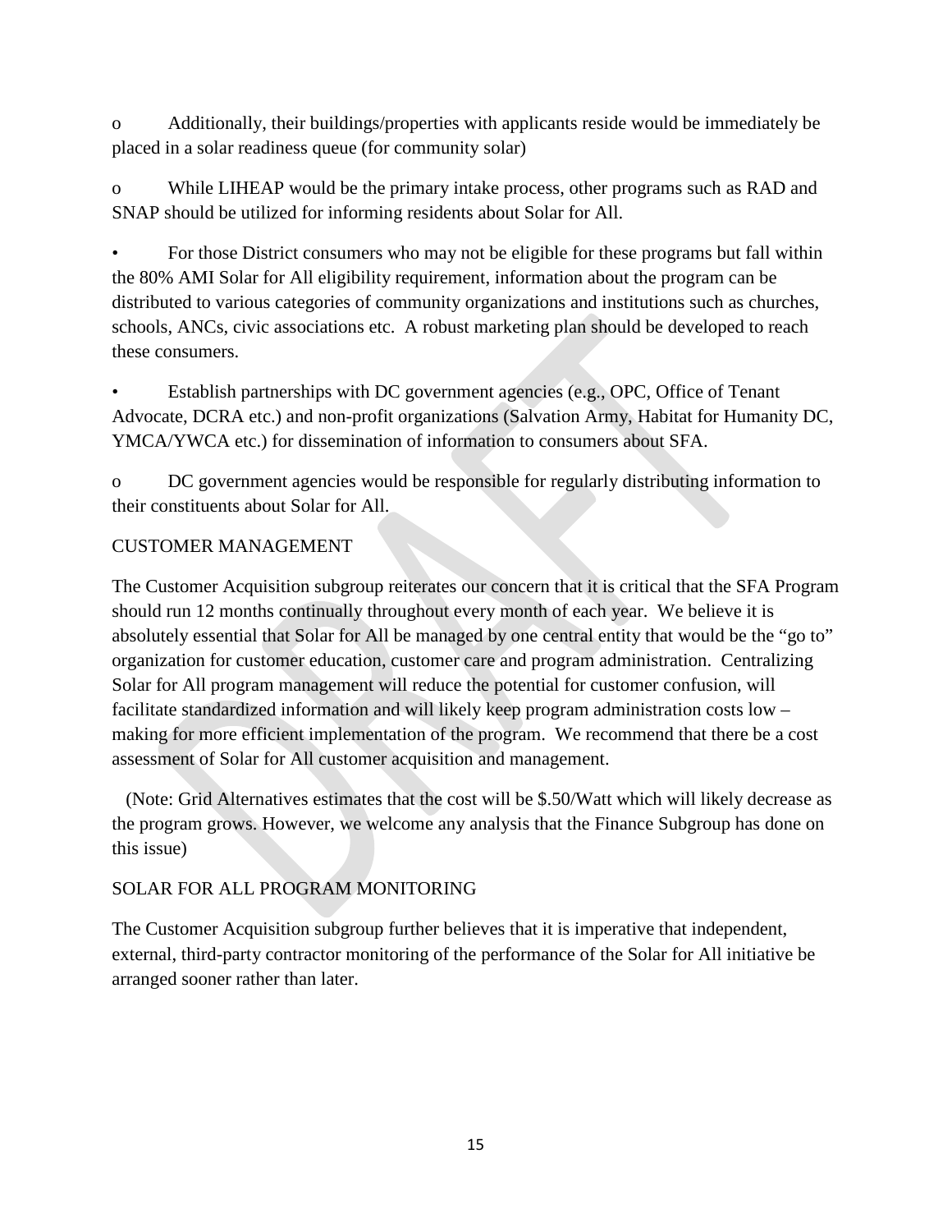- Additionally, their buildings/properties with applicants reside would be immediately be placed in a solar readiness queue (for community solar)

- While LIHEAP would be the primary intake process, other programs such as RAD and SNAP should be utilized for informing residents about Solar for All.

- For those District consumers who may not be eligible for these programs but fall within the 80% AMI Solar for All eligibility requirement, information about the program can be distributed to various categories of community organizations and institutions such as churches, schools, ANCs, civic associations etc. A robust marketing plan should be developed to reach these consumers.

- Establish partnerships with DC government agencies (e.g., OPC, Office of Tenant Advocate, DCRA etc.) and non-profit organizations (Salvation Army, Habitat for Humanity DC, YMCA/YWCA etc.) for dissemination of information to consumers about SFA.

  - DC government agencies would be responsible for regularly distributing information to their constituents about Solar for All.

## CUSTOMER MANAGEMENT

The Customer Acquisition subgroup reiterates our concern that it is critical that the SFA Program should run 12 months continually throughout every month of each year. We believe it is absolutely essential that Solar for All be managed by one central entity that would be the "go to" organization for customer education, customer care and program administration. Centralizing Solar for All program management will reduce the potential for customer confusion, will facilitate standardized information and will likely keep program administration costs low – making for more efficient implementation of the program. We recommend that there be a cost assessment of Solar for All customer acquisition and management.

(Note: Grid Alternatives estimates that the cost will be $.50/Watt which will likely decrease as the program grows. However, we welcome any analysis that the Finance Subgroup has done on this issue)

## SOLAR FOR ALL PROGRAM MONITORING

The Customer Acquisition subgroup further believes that it is imperative that independent, external, third-party contractor monitoring of the performance of the Solar for All initiative be arranged sooner rather than later.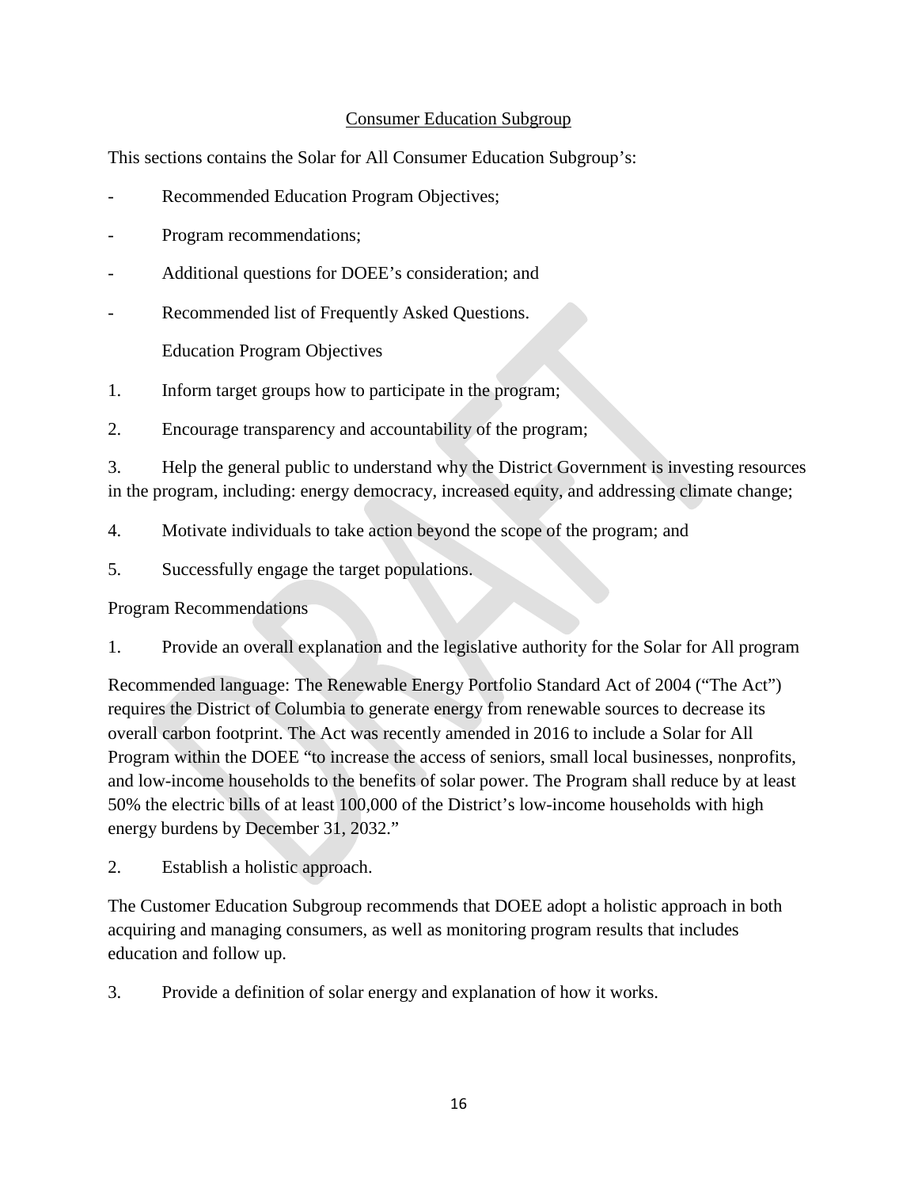## Consumer Education Subgroup

This sections contains the Solar for All Consumer Education Subgroup's:

- Recommended Education Program Objectives;
- Program recommendations;
- Additional questions for DOEE's consideration; and
- Recommended list of Frequently Asked Questions.

### Education Program Objectives

1. Inform target groups how to participate in the program;
2. Encourage transparency and accountability of the program;
3. Help the general public to understand why the District Government is investing resources in the program, including: energy democracy, increased equity, and addressing climate change;
4. Motivate individuals to take action beyond the scope of the program; and
5. Successfully engage the target populations.

### Program Recommendations

1. Provide an overall explanation and the legislative authority for the Solar for All program

Recommended language: The Renewable Energy Portfolio Standard Act of 2004 ("The Act") requires the District of Columbia to generate energy from renewable sources to decrease its overall carbon footprint. The Act was recently amended in 2016 to include a Solar for All Program within the DOEE "to increase the access of seniors, small local businesses, nonprofits, and low-income households to the benefits of solar power. The Program shall reduce by at least 50% the electric bills of at least 100,000 of the District's low-income households with high energy burdens by December 31, 2032."

2. Establish a holistic approach.

The Customer Education Subgroup recommends that DOEE adopt a holistic approach in both acquiring and managing consumers, as well as monitoring program results that includes education and follow up.

3. Provide a definition of solar energy and explanation of how it works.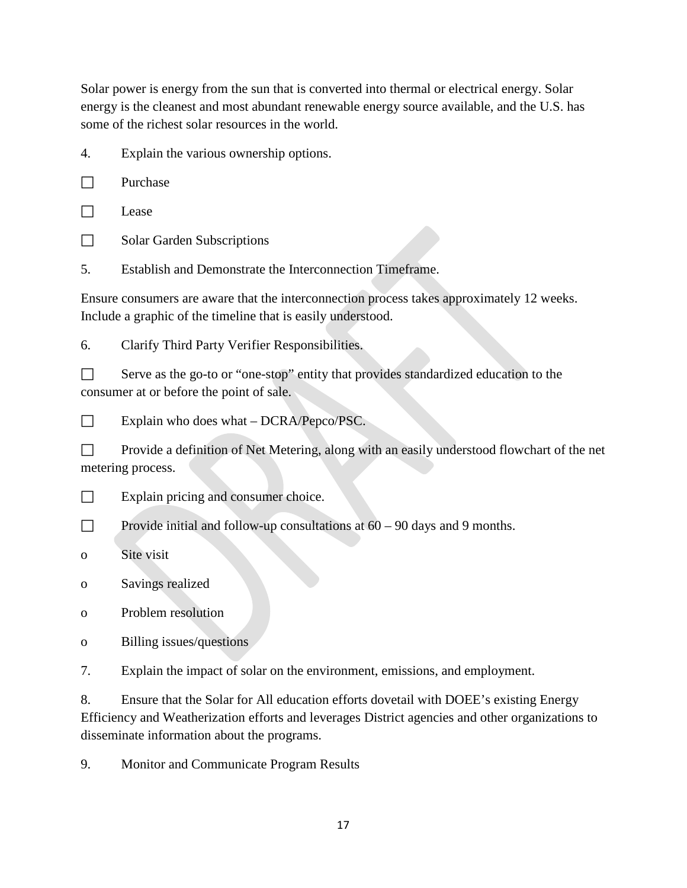Solar power is energy from the sun that is converted into thermal or electrical energy. Solar energy is the cleanest and most abundant renewable energy source available, and the U.S. has some of the richest solar resources in the world.

4. Explain the various ownership options.

☐ Purchase

☐ Lease

☐ Solar Garden Subscriptions

5. Establish and Demonstrate the Interconnection Timeframe.

Ensure consumers are aware that the interconnection process takes approximately 12 weeks. Include a graphic of the timeline that is easily understood.

6. Clarify Third Party Verifier Responsibilities.

☐ Serve as the go-to or "one-stop" entity that provides standardized education to the consumer at or before the point of sale.

☐ Explain who does what – DCRA/Pepco/PSC.

☐ Provide a definition of Net Metering, along with an easily understood flowchart of the net metering process.

☐ Explain pricing and consumer choice.

☐ Provide initial and follow-up consultations at 60 – 90 days and 9 months.

- Site visit
- Savings realized
- Problem resolution
- Billing issues/questions

7. Explain the impact of solar on the environment, emissions, and employment.

8. Ensure that the Solar for All education efforts dovetail with DOEE's existing Energy Efficiency and Weatherization efforts and leverages District agencies and other organizations to disseminate information about the programs.

9. Monitor and Communicate Program Results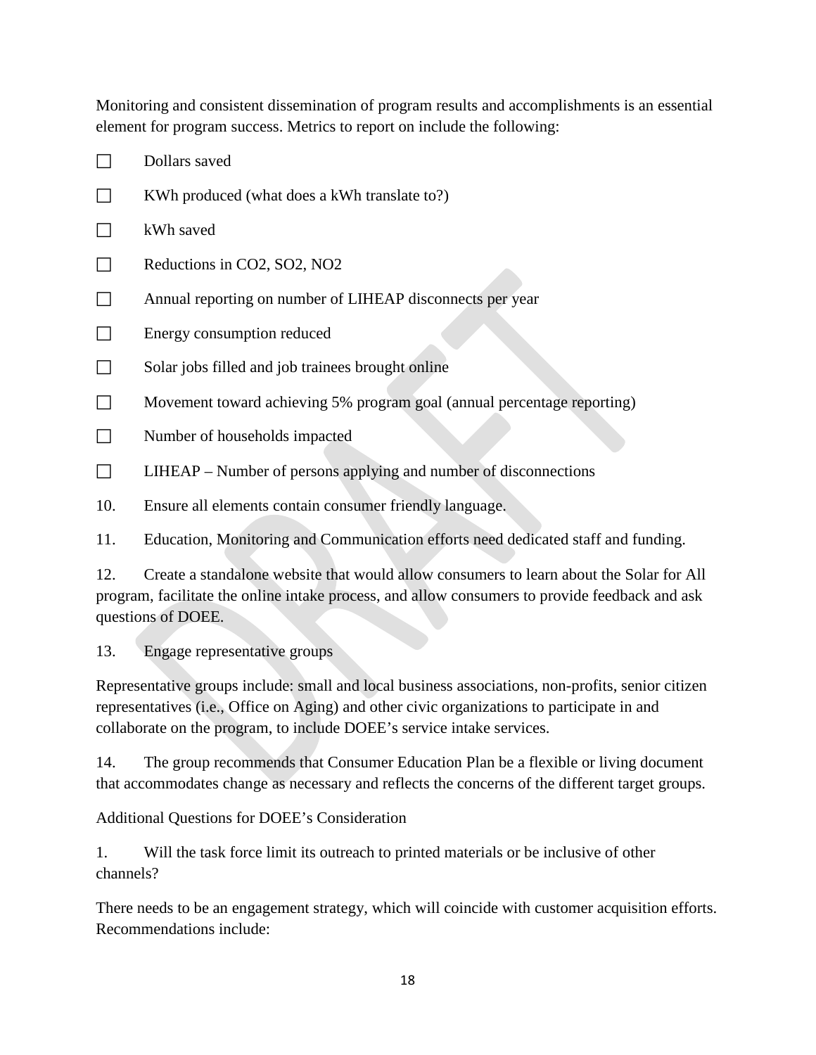Monitoring and consistent dissemination of program results and accomplishments is an essential element for program success. Metrics to report on include the following:

- ☐ Dollars saved
- ☐ KWh produced (what does a kWh translate to?)
- ☐ kWh saved
- ☐ Reductions in $CO_2$, $SO_2$, $NO_2$
- ☐ Annual reporting on number of LIHEAP disconnects per year
- ☐ Energy consumption reduced
- ☐ Solar jobs filled and job trainees brought online
- ☐ Movement toward achieving 5% program goal (annual percentage reporting)
- ☐ Number of households impacted
- ☐ LIHEAP – Number of persons applying and number of disconnections

10. Ensure all elements contain consumer friendly language.

11. Education, Monitoring and Communication efforts need dedicated staff and funding.

12. Create a standalone website that would allow consumers to learn about the Solar for All program, facilitate the online intake process, and allow consumers to provide feedback and ask questions of DOEE.

13. Engage representative groups

Representative groups include: small and local business associations, non-profits, senior citizen representatives (i.e., Office on Aging) and other civic organizations to participate in and collaborate on the program, to include DOEE's service intake services.

14. The group recommends that Consumer Education Plan be a flexible or living document that accommodates change as necessary and reflects the concerns of the different target groups.

Additional Questions for DOEE's Consideration

1. Will the task force limit its outreach to printed materials or be inclusive of other channels?

There needs to be an engagement strategy, which will coincide with customer acquisition efforts. Recommendations include: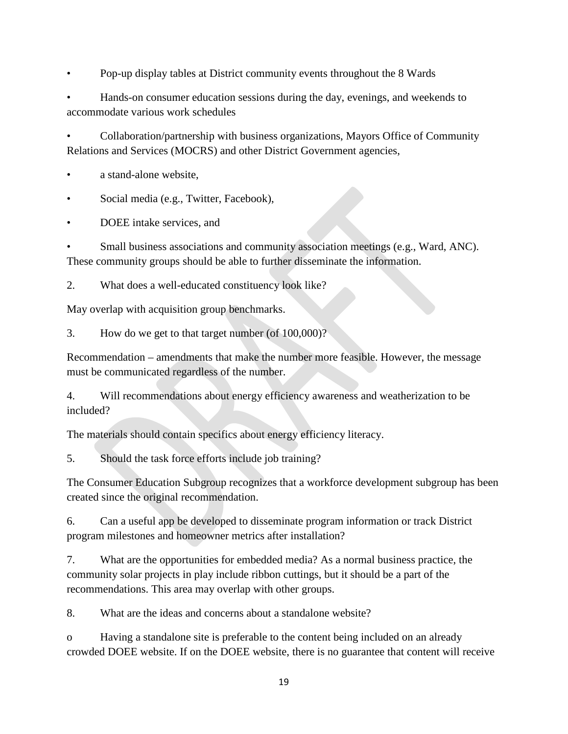- Pop-up display tables at District community events throughout the 8 Wards
- Hands-on consumer education sessions during the day, evenings, and weekends to accommodate various work schedules
- Collaboration/partnership with business organizations, Mayors Office of Community Relations and Services (MOCRS) and other District Government agencies,
- a stand-alone website,
- Social media (e.g., Twitter, Facebook),
- DOEE intake services, and
- Small business associations and community association meetings (e.g., Ward, ANC). These community groups should be able to further disseminate the information.

2. What does a well-educated constituency look like?

May overlap with acquisition group benchmarks.

3. How do we get to that target number (of 100,000)?

Recommendation – amendments that make the number more feasible. However, the message must be communicated regardless of the number.

4. Will recommendations about energy efficiency awareness and weatherization to be included?

The materials should contain specifics about energy efficiency literacy.

5. Should the task force efforts include job training?

The Consumer Education Subgroup recognizes that a workforce development subgroup has been created since the original recommendation.

6. Can a useful app be developed to disseminate program information or track District program milestones and homeowner metrics after installation?

7. What are the opportunities for embedded media? As a normal business practice, the community solar projects in play include ribbon cuttings, but it should be a part of the recommendations. This area may overlap with other groups.

8. What are the ideas and concerns about a standalone website?

- Having a standalone site is preferable to the content being included on an already crowded DOEE website. If on the DOEE website, there is no guarantee that content will receive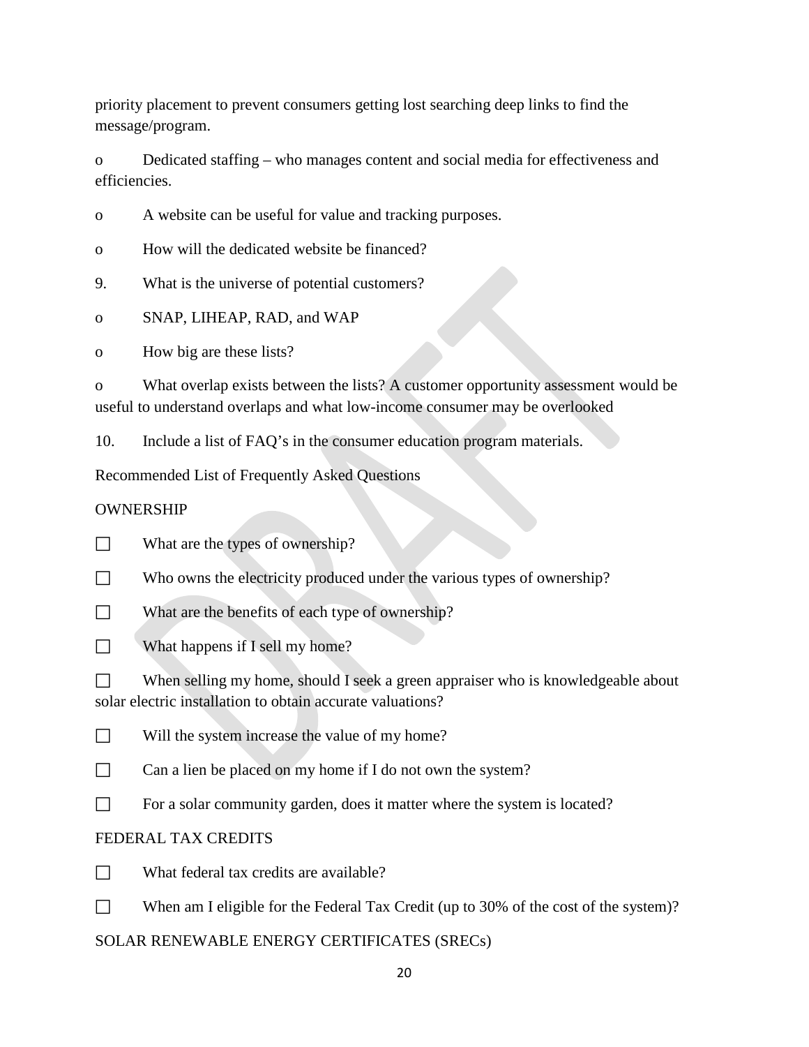priority placement to prevent consumers getting lost searching deep links to find the message/program.

- Dedicated staffing – who manages content and social media for effectiveness and efficiencies.
- A website can be useful for value and tracking purposes.
- How will the dedicated website be financed?

9. What is the universe of potential customers?

- SNAP, LIHEAP, RAD, and WAP
- How big are these lists?
- What overlap exists between the lists? A customer opportunity assessment would be useful to understand overlaps and what low-income consumer may be overlooked

10. Include a list of FAQ's in the consumer education program materials.

Recommended List of Frequently Asked Questions

OWNERSHIP

- ☐ What are the types of ownership?
- ☐ Who owns the electricity produced under the various types of ownership?
- ☐ What are the benefits of each type of ownership?
- ☐ What happens if I sell my home?
- ☐ When selling my home, should I seek a green appraiser who is knowledgeable about solar electric installation to obtain accurate valuations?
- ☐ Will the system increase the value of my home?
- ☐ Can a lien be placed on my home if I do not own the system?
- ☐ For a solar community garden, does it matter where the system is located?

FEDERAL TAX CREDITS

- ☐ What federal tax credits are available?
- ☐ When am I eligible for the Federal Tax Credit (up to 30% of the cost of the system)?

SOLAR RENEWABLE ENERGY CERTIFICATES (SRECs)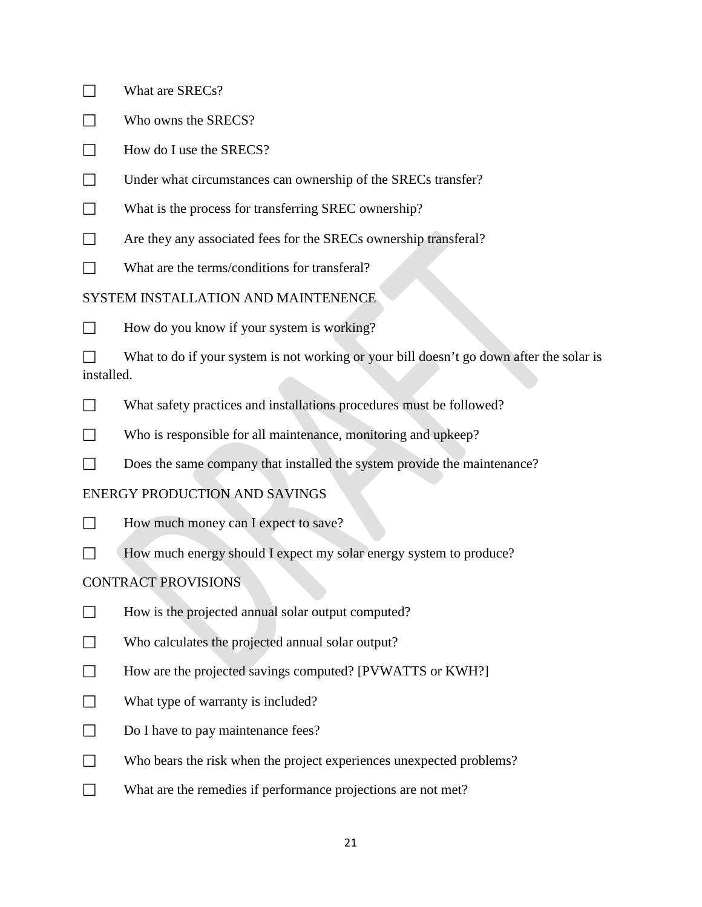☐ What are SRECs?

☐ Who owns the SRECS?

☐ How do I use the SRECS?

☐ Under what circumstances can ownership of the SRECs transfer?

☐ What is the process for transferring SREC ownership?

☐ Are they any associated fees for the SRECs ownership transferal?

☐ What are the terms/conditions for transferal?

SYSTEM INSTALLATION AND MAINTENENCE

☐ How do you know if your system is working?

☐ What to do if your system is not working or your bill doesn't go down after the solar is installed.

☐ What safety practices and installations procedures must be followed?

☐ Who is responsible for all maintenance, monitoring and upkeep?

☐ Does the same company that installed the system provide the maintenance?

ENERGY PRODUCTION AND SAVINGS

☐ How much money can I expect to save?

☐ How much energy should I expect my solar energy system to produce?

CONTRACT PROVISIONS

☐ How is the projected annual solar output computed?

☐ Who calculates the projected annual solar output?

☐ How are the projected savings computed? [PVWATTS or KWH?]

☐ What type of warranty is included?

☐ Do I have to pay maintenance fees?

☐ Who bears the risk when the project experiences unexpected problems?

☐ What are the remedies if performance projections are not met?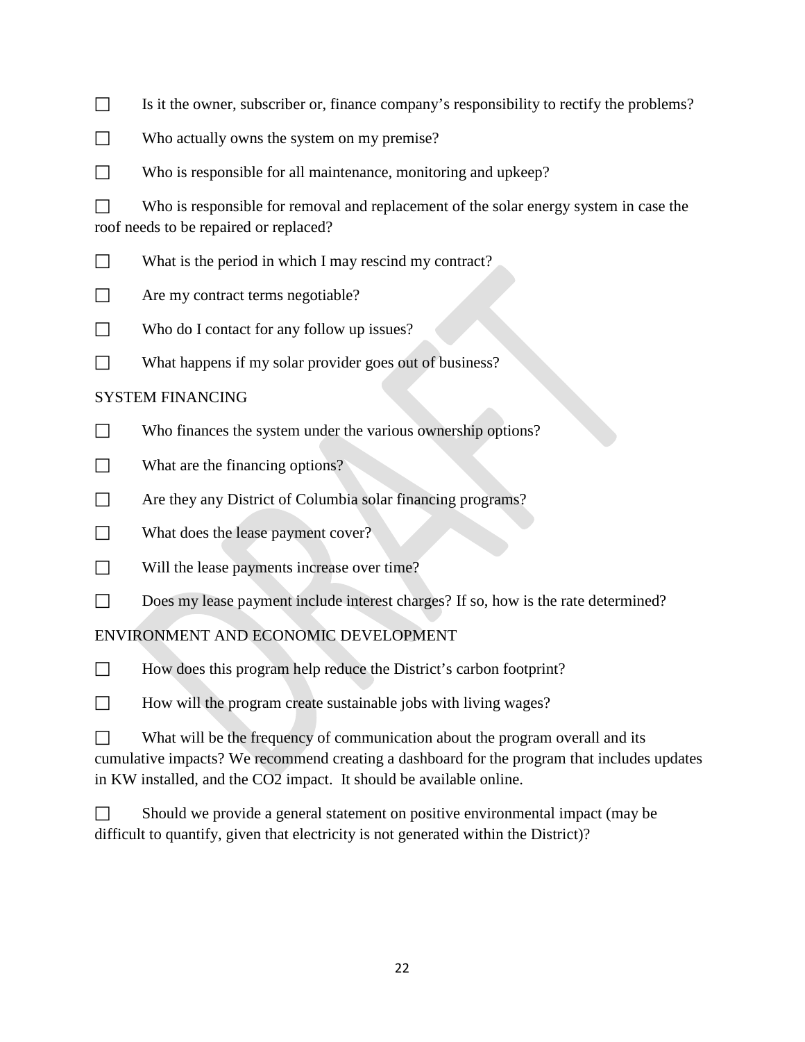☐ Is it the owner, subscriber or, finance company's responsibility to rectify the problems?

☐ Who actually owns the system on my premise?

☐ Who is responsible for all maintenance, monitoring and upkeep?

☐ Who is responsible for removal and replacement of the solar energy system in case the roof needs to be repaired or replaced?

☐ What is the period in which I may rescind my contract?

☐ Are my contract terms negotiable?

☐ Who do I contact for any follow up issues?

☐ What happens if my solar provider goes out of business?

SYSTEM FINANCING

☐ Who finances the system under the various ownership options?

☐ What are the financing options?

☐ Are they any District of Columbia solar financing programs?

☐ What does the lease payment cover?

☐ Will the lease payments increase over time?

☐ Does my lease payment include interest charges? If so, how is the rate determined?

ENVIRONMENT AND ECONOMIC DEVELOPMENT

☐ How does this program help reduce the District's carbon footprint?

☐ How will the program create sustainable jobs with living wages?

☐ What will be the frequency of communication about the program overall and its cumulative impacts? We recommend creating a dashboard for the program that includes updates in KW installed, and the $CO_2$ impact. It should be available online.

☐ Should we provide a general statement on positive environmental impact (may be difficult to quantify, given that electricity is not generated within the District)?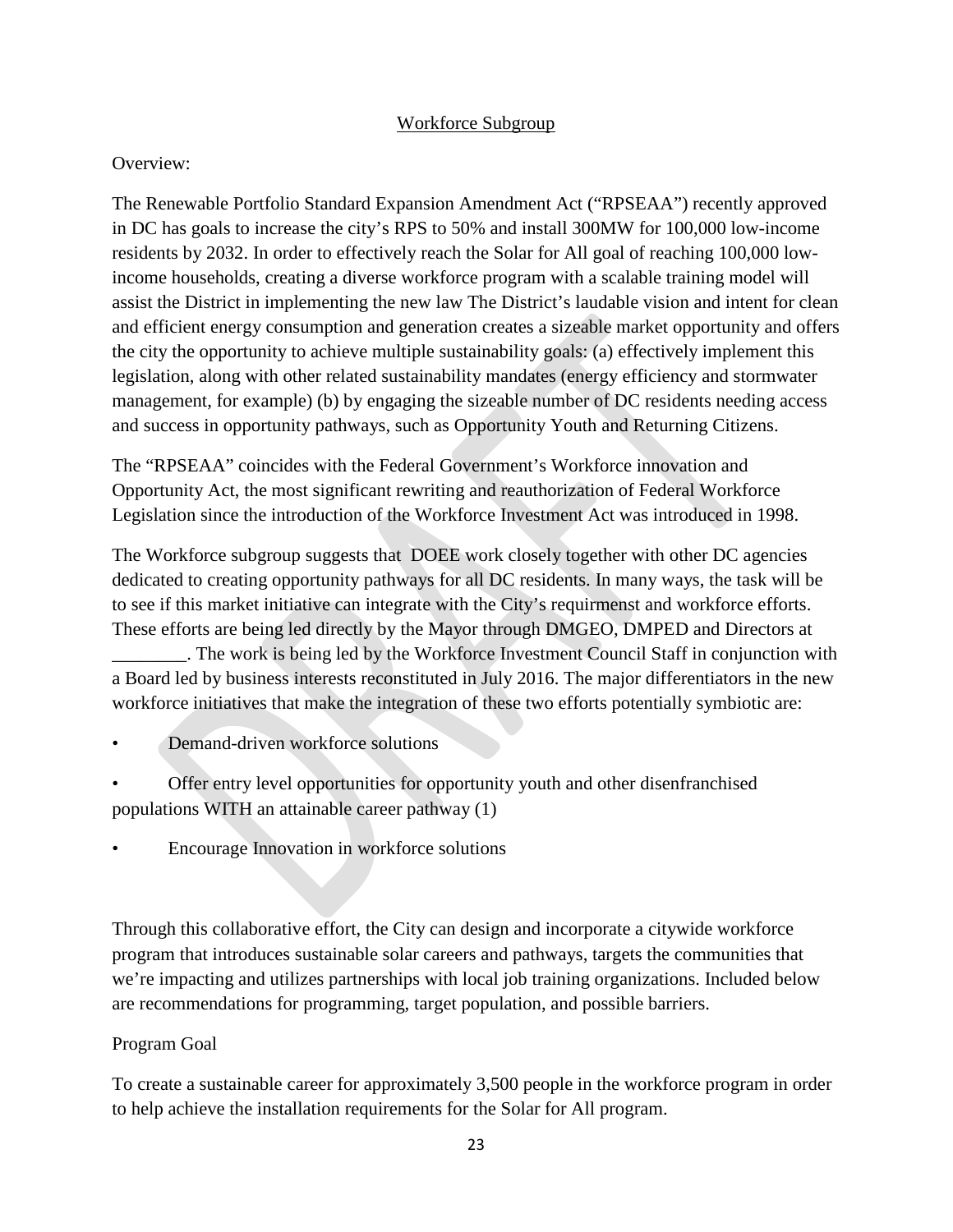## Workforce Subgroup

Overview:

The Renewable Portfolio Standard Expansion Amendment Act ("RPSEAA") recently approved in DC has goals to increase the city's RPS to 50% and install 300MW for 100,000 low-income residents by 2032. In order to effectively reach the Solar for All goal of reaching 100,000 low-income households, creating a diverse workforce program with a scalable training model will assist the District in implementing the new law The District's laudable vision and intent for clean and efficient energy consumption and generation creates a sizeable market opportunity and offers the city the opportunity to achieve multiple sustainability goals: (a) effectively implement this legislation, along with other related sustainability mandates (energy efficiency and stormwater management, for example) (b) by engaging the sizeable number of DC residents needing access and success in opportunity pathways, such as Opportunity Youth and Returning Citizens.

The "RPSEAA" coincides with the Federal Government's Workforce innovation and Opportunity Act, the most significant rewriting and reauthorization of Federal Workforce Legislation since the introduction of the Workforce Investment Act was introduced in 1998.

The Workforce subgroup suggests that DOEE work closely together with other DC agencies dedicated to creating opportunity pathways for all DC residents. In many ways, the task will be to see if this market initiative can integrate with the City's requirmenst and workforce efforts. These efforts are being led directly by the Mayor through DMGEO, DMPED and Directors at ________. The work is being led by the Workforce Investment Council Staff in conjunction with a Board led by business interests reconstituted in July 2016. The major differentiators in the new workforce initiatives that make the integration of these two efforts potentially symbiotic are:

- Demand-driven workforce solutions
- Offer entry level opportunities for opportunity youth and other disenfranchised populations WITH an attainable career pathway (1)
- Encourage Innovation in workforce solutions

Through this collaborative effort, the City can design and incorporate a citywide workforce program that introduces sustainable solar careers and pathways, targets the communities that we're impacting and utilizes partnerships with local job training organizations. Included below are recommendations for programming, target population, and possible barriers.

Program Goal

To create a sustainable career for approximately 3,500 people in the workforce program in order to help achieve the installation requirements for the Solar for All program.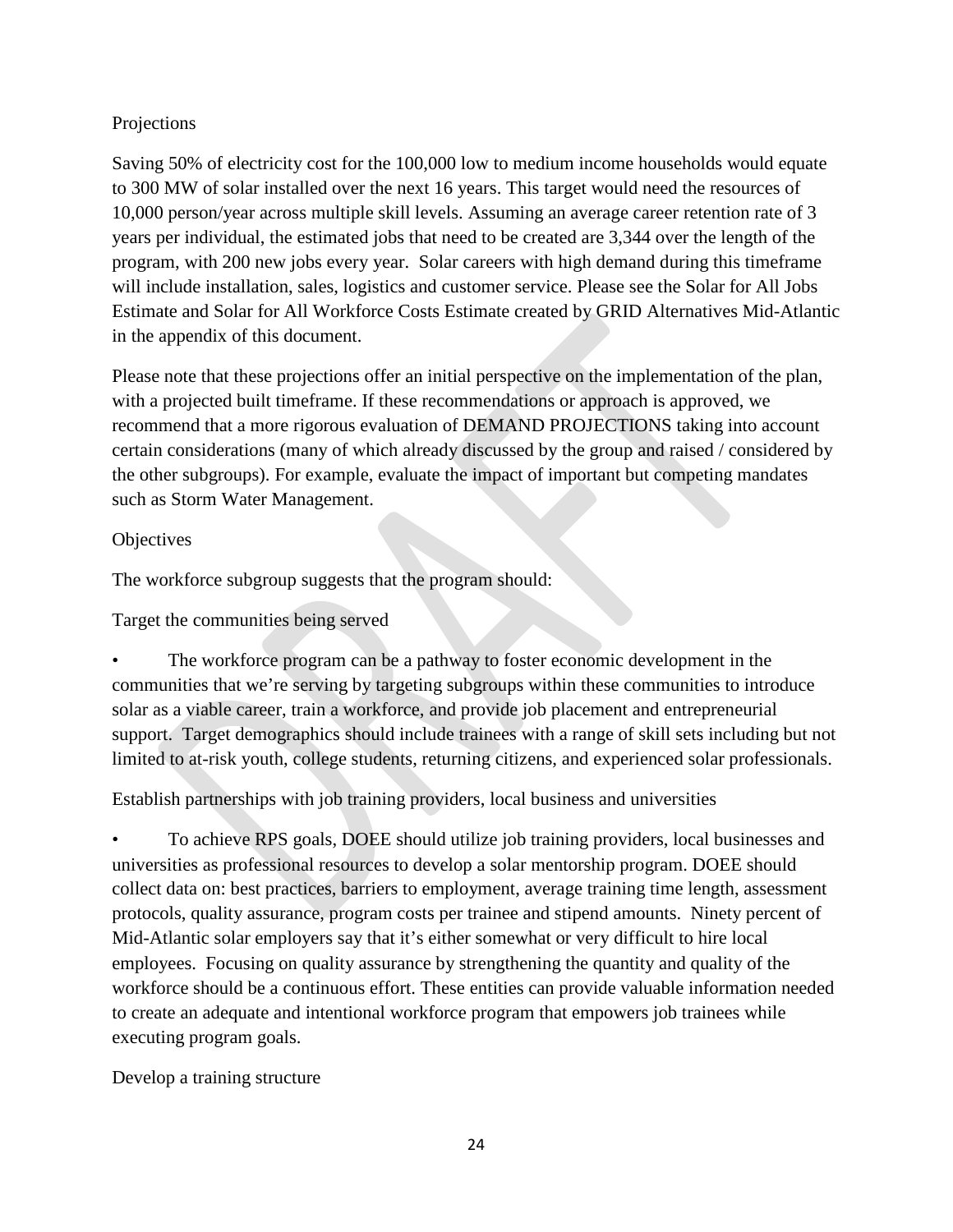Projections

Saving 50% of electricity cost for the 100,000 low to medium income households would equate to 300 MW of solar installed over the next 16 years. This target would need the resources of 10,000 person/year across multiple skill levels. Assuming an average career retention rate of 3 years per individual, the estimated jobs that need to be created are 3,344 over the length of the program, with 200 new jobs every year. Solar careers with high demand during this timeframe will include installation, sales, logistics and customer service. Please see the Solar for All Jobs Estimate and Solar for All Workforce Costs Estimate created by GRID Alternatives Mid-Atlantic in the appendix of this document.

Please note that these projections offer an initial perspective on the implementation of the plan, with a projected built timeframe. If these recommendations or approach is approved, we recommend that a more rigorous evaluation of DEMAND PROJECTIONS taking into account certain considerations (many of which already discussed by the group and raised / considered by the other subgroups). For example, evaluate the impact of important but competing mandates such as Storm Water Management.

Objectives

The workforce subgroup suggests that the program should:

Target the communities being served

- The workforce program can be a pathway to foster economic development in the communities that we're serving by targeting subgroups within these communities to introduce solar as a viable career, train a workforce, and provide job placement and entrepreneurial support. Target demographics should include trainees with a range of skill sets including but not limited to at-risk youth, college students, returning citizens, and experienced solar professionals.

Establish partnerships with job training providers, local business and universities

- To achieve RPS goals, DOEE should utilize job training providers, local businesses and universities as professional resources to develop a solar mentorship program. DOEE should collect data on: best practices, barriers to employment, average training time length, assessment protocols, quality assurance, program costs per trainee and stipend amounts. Ninety percent of Mid-Atlantic solar employers say that it's either somewhat or very difficult to hire local employees. Focusing on quality assurance by strengthening the quantity and quality of the workforce should be a continuous effort. These entities can provide valuable information needed to create an adequate and intentional workforce program that empowers job trainees while executing program goals.

Develop a training structure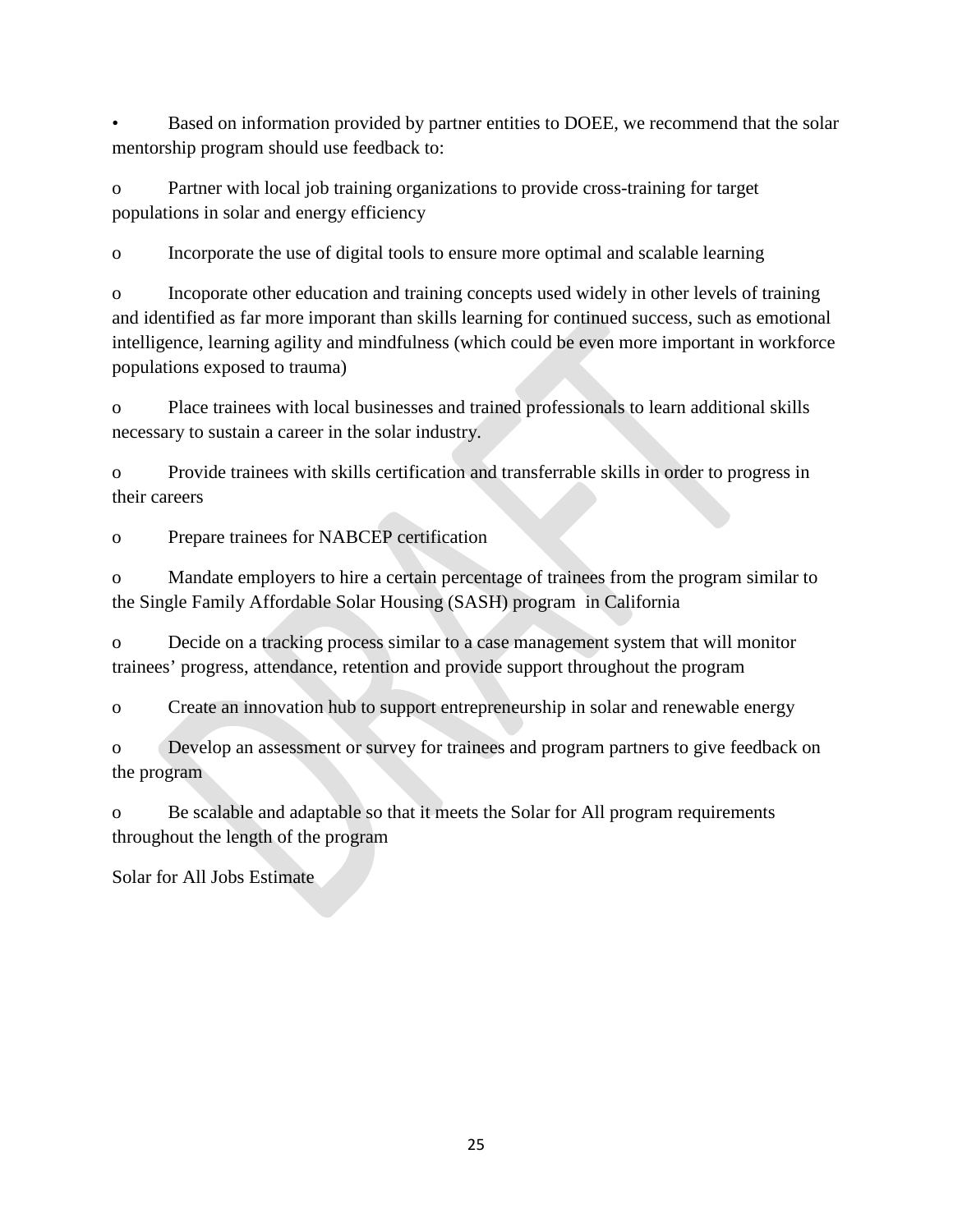- Based on information provided by partner entities to DOEE, we recommend that the solar mentorship program should use feedback to:
  - Partner with local job training organizations to provide cross-training for target populations in solar and energy efficiency
  - Incorporate the use of digital tools to ensure more optimal and scalable learning
  - Incoporate other education and training concepts used widely in other levels of training and identified as far more imporant than skills learning for continued success, such as emotional intelligence, learning agility and mindfulness (which could be even more important in workforce populations exposed to trauma)
  - Place trainees with local businesses and trained professionals to learn additional skills necessary to sustain a career in the solar industry.
  - Provide trainees with skills certification and transferrable skills in order to progress in their careers
  - Prepare trainees for NABCEP certification
  - Mandate employers to hire a certain percentage of trainees from the program similar to the Single Family Affordable Solar Housing (SASH) program in California
  - Decide on a tracking process similar to a case management system that will monitor trainees' progress, attendance, retention and provide support throughout the program
  - Create an innovation hub to support entrepreneurship in solar and renewable energy
  - Develop an assessment or survey for trainees and program partners to give feedback on the program
  - Be scalable and adaptable so that it meets the Solar for All program requirements throughout the length of the program

Solar for All Jobs Estimate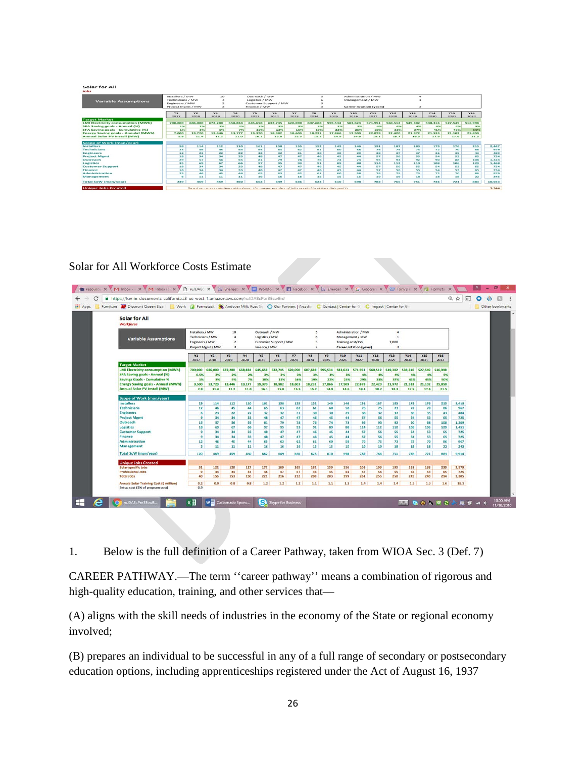**Solar for All**

*Jobs*

| Variable Assumptions | | | | | | | | | | | | | | | | | |
|---|---|---|---|---|---|---|---|---|---|---|---|---|---|---|---|---|---|
| Installers / MW | 10 | Outreach / MW | 5 | Administration / MW | 4 | | | | | | | | | | | | |
| Technicians / MW | 4 | Logistics / MW | 6 | Management / MW | 1 | | | | | | | | | | | | |
| Engineers / MW | 2 | Customer Support / MW | 3 | | | | | | | | | | | | | | |
| Project Mgmt / MW | 3 | Finance / MW | 3 | Career rotation (years) | 3 | | | | | | | | | | | | |

| | Y1 2017 | Y2 2018 | Y3 2019 | Y4 2020 | Y5 2021 | Y6 2022 | Y7 2023 | Y8 2024 | Y9 2025 | Y10 2026 | Y11 2027 | Y12 2028 | Y13 2029 | Y14 2030 | Y15 2031 | Y16 2032 | |
|---|---|---|---|---|---|---|---|---|---|---|---|---|---|---|---|---|---|
| **Target Market** | | | | | | | | | | | | | | | | | |
| LMI Electricity consumption (MWh) | 700,000 | 686,000 | 672,280 | 658,834 | 645,658 | 632,745 | 620,090 | 607,688 | 595,534 | 583,623 | 571,951 | 560,512 | 549,302 | 538,316 | 527,549 | 516,998 | |
| SFA Saving goals - Annual (%) | 1% | 2% | 2% | 2% | 3% | 3% | 3% | 3% | 3% | 3% | 4% | 4% | 4% | 4% | 4% | 5% | |
| SFA Saving goals - Cumulative (%) | 1% | 3% | 5% | 7% | 10% | 13% | 16% | 19% | 22% | 25% | 29% | 33% | 37% | 41% | 45% | 50% | |
| Energy Saving goals - Annual (MWh) | 7,000 | 13,720 | 13,446 | 13,177 | 19,370 | 18,982 | 18,603 | 18,231 | 17,866 | 17,509 | 22,878 | 22,420 | 21,972 | 21,533 | 21,102 | 25,850 | |
| Annual Solar PV Install (MW) | 5.8 | 11.4 | 11.2 | 11.0 | 16.1 | 15.8 | 15.5 | 15.2 | 14.9 | 14.6 | 19.1 | 18.7 | 18.3 | 17.9 | 17.6 | 21.5 | |
| **Scope of Work (man/year)** | | | | | | | | | | | | | | | | | |
| Installers | 58 | 114 | 112 | 110 | 161 | 158 | 155 | 152 | 149 | 146 | 191 | 187 | 183 | 179 | 176 | 215 | 2,447 |
| Technicians | 23 | 46 | 45 | 44 | 65 | 63 | 62 | 61 | 60 | 58 | 76 | 75 | 73 | 72 | 70 | 86 | 979 |
| Engineers | 12 | 23 | 22 | 22 | 32 | 32 | 31 | 30 | 30 | 29 | 38 | 37 | 37 | 36 | 35 | 43 | 489 |
| Project Mgmt | 18 | 34 | 34 | 33 | 48 | 47 | 47 | 46 | 45 | 44 | 57 | 56 | 55 | 54 | 53 | 65 | 734 |
| Outreach | 29 | 57 | 56 | 55 | 81 | 79 | 78 | 76 | 74 | 73 | 95 | 93 | 92 | 90 | 88 | 108 | 1,224 |
| Logistics | 35 | 69 | 67 | 66 | 97 | 95 | 93 | 91 | 89 | 88 | 114 | 112 | 110 | 108 | 106 | 129 | 1,468 |
| Customer Support | 18 | 34 | 34 | 33 | 48 | 47 | 47 | 46 | 45 | 44 | 57 | 56 | 55 | 54 | 53 | 65 | 734 |
| Finance | 18 | 34 | 34 | 33 | 48 | 47 | 47 | 46 | 45 | 44 | 57 | 56 | 55 | 54 | 53 | 65 | 734 |
| Administration | 23 | 46 | 45 | 44 | 65 | 63 | 62 | 61 | 60 | 58 | 76 | 75 | 73 | 72 | 70 | 86 | 979 |
| Management | 6 | 11 | 11 | 11 | 16 | 16 | 16 | 15 | 15 | 15 | 19 | 19 | 18 | 18 | 18 | 22 | 245 |
| Total SoW (man/year) | 239 | 469 | 459 | 450 | 662 | 649 | 636 | 623 | 610 | 598 | 782 | 766 | 751 | 736 | 721 | 883 | 10,033 |
| Unique Jobs Created | Based on career rotation ratio above, the unique number of jobs needed to deliver this goal is | | | | | | | | | | | | | | | | 3,344 |

Solar for All Workforce Costs Estimate

**Solar for All**

*Workforce*

| Variable Assumptions | | | | | | | | | | | | | | | | | |
|---|---|---|---|---|---|---|---|---|---|---|---|---|---|---|---|---|---|
| Installers / MW | 10 | Outreach / MW | 5 | Administration / MW | 4 | | | | | | | | | | | | |
| Technicians / MW | 4 | Logistics / MW | 6 | Management / MW | 1 | | | | | | | | | | | | |
| Engineers / MW | 2 | Customer Support / MW | 3 | Training cost/Job | 7,000 | | | | | | | | | | | | |
| Project Mgmt / MW | 3 | Finance / MW | 3 | Career rotation (years) | 3 | | | | | | | | | | | | |

| | Y1 2017 | Y2 2018 | Y3 2019 | Y4 2020 | Y5 2021 | Y6 2022 | Y7 2023 | Y8 2024 | Y9 2025 | Y10 2026 | Y11 2027 | Y12 2028 | Y13 2029 | Y14 2030 | Y15 2031 | Y16 2032 | |
|---|---|---|---|---|---|---|---|---|---|---|---|---|---|---|---|---|---|
| **Target Market** | | | | | | | | | | | | | | | | | |
| LMI Electricity consumption (MWh) | 700,000 | 686,000 | 672,280 | 658,834 | 645,658 | 632,745 | 620,090 | 607,688 | 595,534 | 583,623 | 571,951 | 560,512 | 549,302 | 538,316 | 527,549 | 516,998 | |
| SFA Saving goals - Annual (%) | 0.5% | 2% | 2% | 2% | 3% | 3% | 3% | 3% | 3% | 3% | 4% | 4% | 4% | 4% | 4% | 5% | |
| Savings Goals - Cumulative % | 1% | 3% | 5% | 7% | 10% | 13% | 16% | 19% | 22% | 25% | 29% | 33% | 37% | 41% | 45% | 50% | |
| Energy Saving goals - Annual (MWh) | 3,500 | 13,720 | 13,446 | 13,177 | 19,370 | 18,982 | 18,603 | 18,231 | 17,866 | 17,509 | 22,878 | 22,420 | 21,972 | 21,533 | 21,102 | 25,850 | |
| Annual Solar PV Install (MW) | 2.9 | 11.4 | 11.2 | 11.0 | 16.1 | 15.8 | 15.5 | 15.2 | 14.9 | 14.6 | 19.1 | 18.7 | 18.3 | 17.9 | 17.6 | 21.5 | |
| **Scope of Work (man/year)** | | | | | | | | | | | | | | | | | |
| Installers | 29 | 114 | 112 | 110 | 161 | 158 | 155 | 152 | 149 | 146 | 191 | 187 | 183 | 179 | 176 | 215 | 2,418 |
| Technicians | 12 | 46 | 45 | 44 | 65 | 63 | 62 | 61 | 60 | 58 | 76 | 75 | 73 | 72 | 70 | 86 | 967 |
| Engineers | 6 | 23 | 22 | 22 | 32 | 32 | 31 | 30 | 30 | 29 | 38 | 37 | 37 | 36 | 35 | 43 | 484 |
| Project Mgmt | 9 | 34 | 34 | 33 | 48 | 47 | 47 | 46 | 45 | 44 | 57 | 56 | 55 | 54 | 53 | 65 | 725 |
| Outreach | 15 | 57 | 56 | 55 | 81 | 79 | 78 | 76 | 74 | 73 | 95 | 93 | 92 | 90 | 88 | 108 | 1,209 |
| Logistics | 18 | 69 | 67 | 66 | 97 | 95 | 93 | 91 | 89 | 88 | 114 | 112 | 110 | 108 | 106 | 129 | 1,451 |
| Customer Support | 9 | 34 | 34 | 33 | 48 | 47 | 47 | 46 | 45 | 44 | 57 | 56 | 55 | 54 | 53 | 65 | 725 |
| Finance | 9 | 34 | 34 | 33 | 48 | 47 | 47 | 46 | 45 | 44 | 57 | 56 | 55 | 54 | 53 | 65 | 725 |
| Administration | 12 | 46 | 45 | 44 | 65 | 63 | 62 | 61 | 60 | 58 | 76 | 75 | 73 | 72 | 70 | 86 | 967 |
| Management | 3 | 11 | 11 | 11 | 16 | 16 | 16 | 15 | 15 | 15 | 19 | 19 | 18 | 18 | 18 | 22 | 242 |
| Total SoW (man/year) | 120 | 469 | 459 | 450 | 662 | 649 | 636 | 623 | 610 | 598 | 782 | 766 | 751 | 736 | 721 | 883 | 9,914 |
| **Unique Jobs Created** | | | | | | | | | | | | | | | | | |
| Solar-specific jobs | 31 | 122 | 120 | 117 | 172 | 169 | 165 | 162 | 159 | 156 | 203 | 199 | 195 | 191 | 188 | 230 | 2,579 |
| Professional Jobs | 9 | 34 | 34 | 33 | 48 | 47 | 47 | 46 | 45 | 44 | 57 | 56 | 55 | 54 | 53 | 65 | 725 |
| Total Jobs | 40 | 156 | 153 | 150 | 221 | 216 | 212 | 208 | 203 | 199 | 261 | 255 | 250 | 245 | 240 | 294 | 3,305 |
| Annula Solar Training Cost ($ million) | 0.2 | 0.9 | 0.8 | 0.8 | 1.2 | 1.2 | 1.2 | 1.1 | 1.1 | 1.1 | 1.4 | 1.4 | 1.4 | 1.3 | 1.3 | 1.6 | 18.1 |
| Setup cost (5% of program cost) | 0.9 | | | | | | | | | | | | | | | | |

1. Below is the full definition of a Career Pathway, taken from WIOA Sec. 3 (Def. 7)

CAREER PATHWAY.—The term ''career pathway'' means a combination of rigorous and high-quality education, training, and other services that—

(A) aligns with the skill needs of industries in the economy of the State or regional economy involved;

(B) prepares an individual to be successful in any of a full range of secondary or postsecondary education options, including apprenticeships registered under the Act of August 16, 1937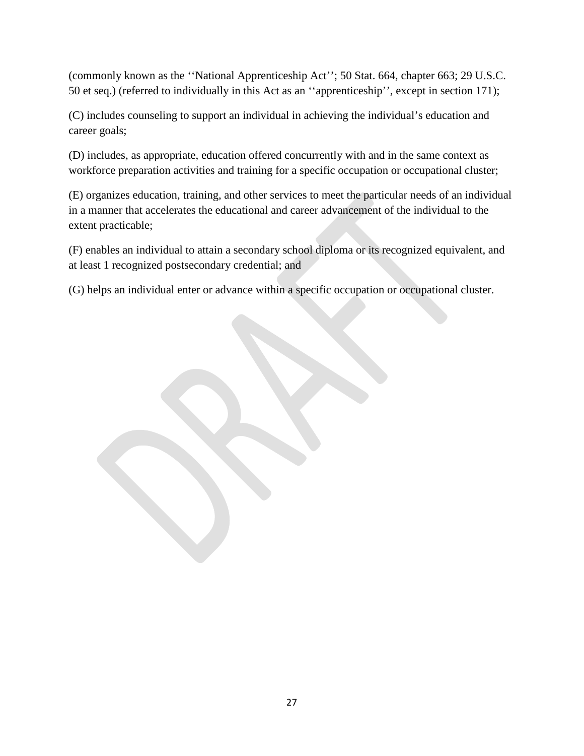(commonly known as the ‘‘National Apprenticeship Act’’; 50 Stat. 664, chapter 663; 29 U.S.C. 50 et seq.) (referred to individually in this Act as an ‘‘apprenticeship’’, except in section 171);

(C) includes counseling to support an individual in achieving the individual’s education and career goals;

(D) includes, as appropriate, education offered concurrently with and in the same context as workforce preparation activities and training for a specific occupation or occupational cluster;

(E) organizes education, training, and other services to meet the particular needs of an individual in a manner that accelerates the educational and career advancement of the individual to the extent practicable;

(F) enables an individual to attain a secondary school diploma or its recognized equivalent, and at least 1 recognized postsecondary credential; and

(G) helps an individual enter or advance within a specific occupation or occupational cluster.